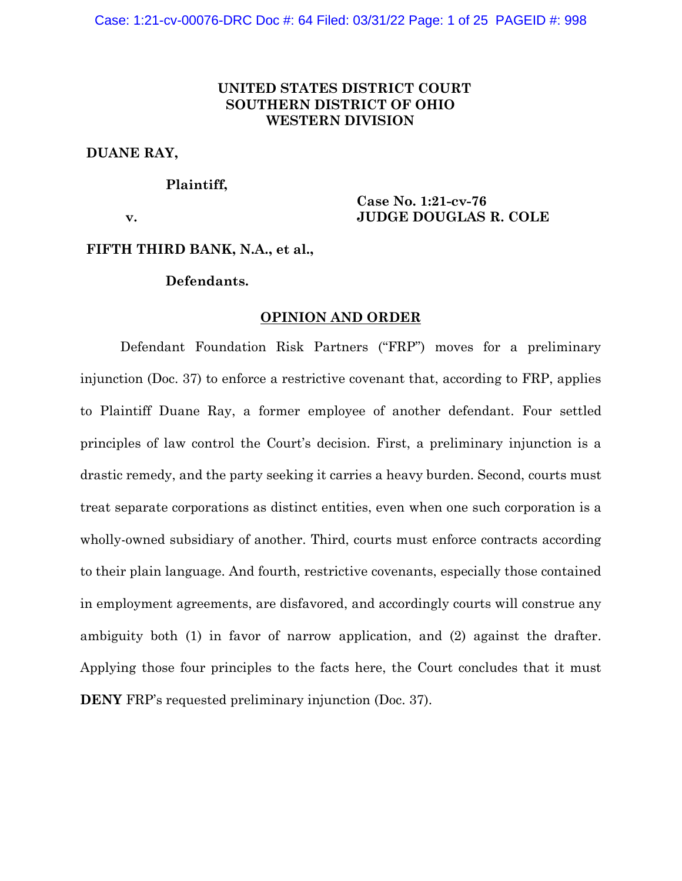**UNITED STATES DISTRICT COURT**
**SOUTHERN DISTRICT OF OHIO**
**WESTERN DIVISION**

**DUANE RAY,**

**Plaintiff,**

**v.**

**Case No. 1:21-cv-76**
**JUDGE DOUGLAS R. COLE**

**FIFTH THIRD BANK, N.A., et al.,**

**Defendants.**

## OPINION AND ORDER

Defendant Foundation Risk Partners ("FRP") moves for a preliminary injunction (Doc. 37) to enforce a restrictive covenant that, according to FRP, applies to Plaintiff Duane Ray, a former employee of another defendant. Four settled principles of law control the Court's decision. First, a preliminary injunction is a drastic remedy, and the party seeking it carries a heavy burden. Second, courts must treat separate corporations as distinct entities, even when one such corporation is a wholly-owned subsidiary of another. Third, courts must enforce contracts according to their plain language. And fourth, restrictive covenants, especially those contained in employment agreements, are disfavored, and accordingly courts will construe any ambiguity both (1) in favor of narrow application, and (2) against the drafter. Applying those four principles to the facts here, the Court concludes that it must **DENY** FRP's requested preliminary injunction (Doc. 37).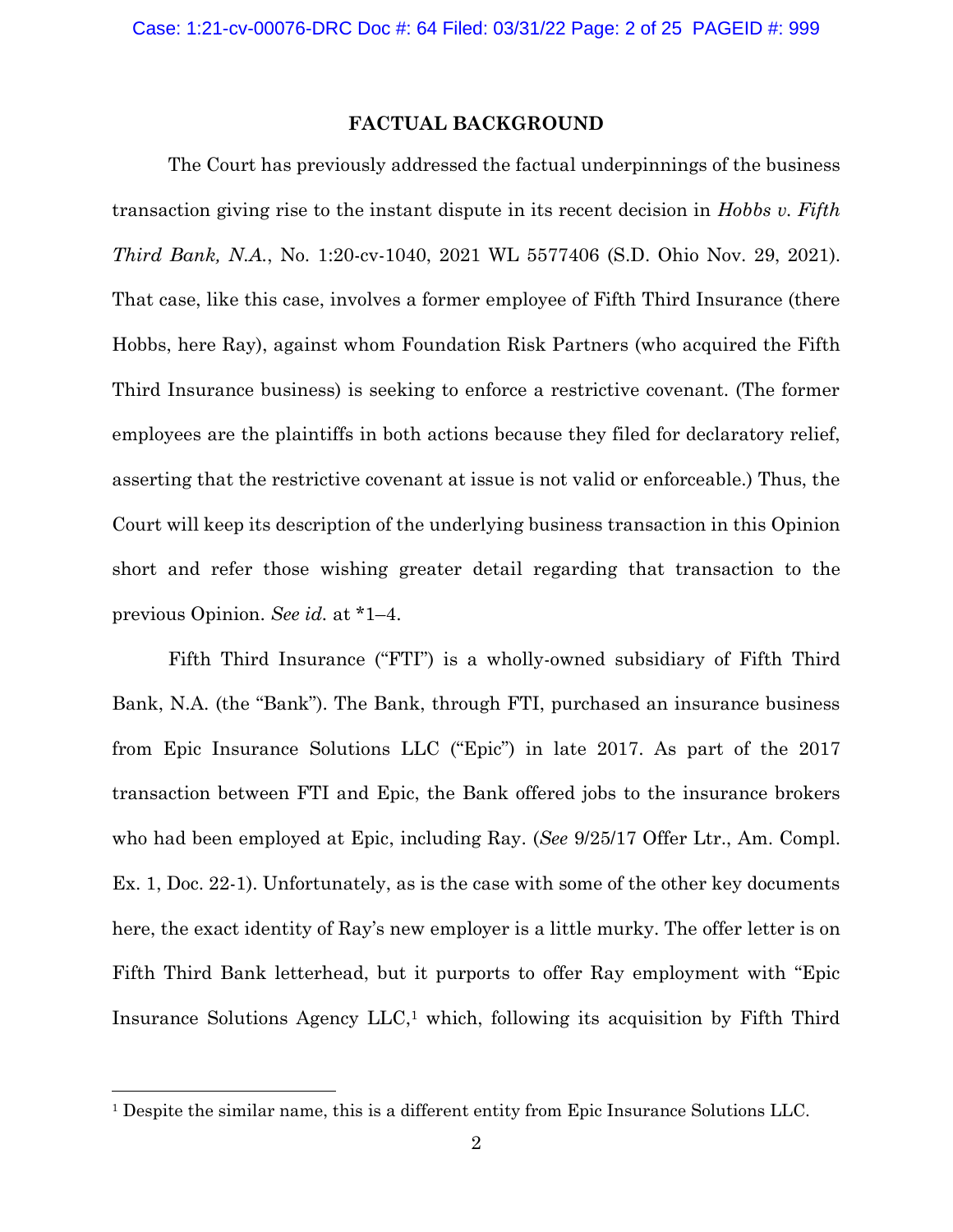## FACTUAL BACKGROUND

The Court has previously addressed the factual underpinnings of the business transaction giving rise to the instant dispute in its recent decision in *Hobbs v. Fifth Third Bank, N.A.*, No. 1:20-cv-1040, 2021 WL 5577406 (S.D. Ohio Nov. 29, 2021). That case, like this case, involves a former employee of Fifth Third Insurance (there Hobbs, here Ray), against whom Foundation Risk Partners (who acquired the Fifth Third Insurance business) is seeking to enforce a restrictive covenant. (The former employees are the plaintiffs in both actions because they filed for declaratory relief, asserting that the restrictive covenant at issue is not valid or enforceable.) Thus, the Court will keep its description of the underlying business transaction in this Opinion short and refer those wishing greater detail regarding that transaction to the previous Opinion. *See id.* at *1–4.

Fifth Third Insurance ("FTI") is a wholly-owned subsidiary of Fifth Third Bank, N.A. (the "Bank"). The Bank, through FTI, purchased an insurance business from Epic Insurance Solutions LLC ("Epic") in late 2017. As part of the 2017 transaction between FTI and Epic, the Bank offered jobs to the insurance brokers who had been employed at Epic, including Ray. (*See* 9/25/17 Offer Ltr., Am. Compl. Ex. 1, Doc. 22-1). Unfortunately, as is the case with some of the other key documents here, the exact identity of Ray's new employer is a little murky. The offer letter is on Fifth Third Bank letterhead, but it purports to offer Ray employment with "Epic Insurance Solutions Agency LLC,[1] which, following its acquisition by Fifth Third

[1] Despite the similar name, this is a different entity from Epic Insurance Solutions LLC.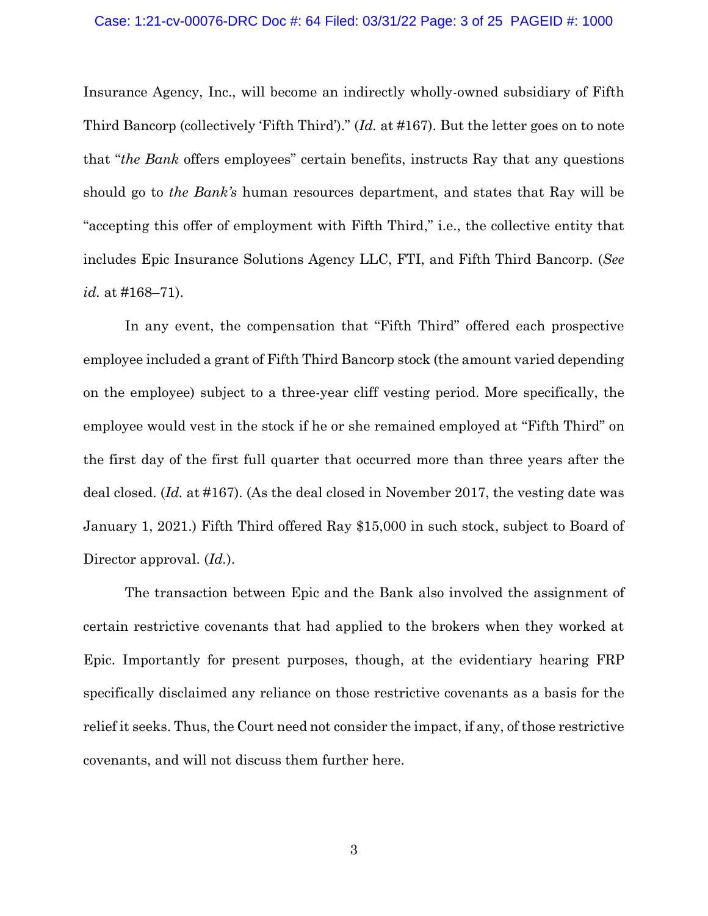Insurance Agency, Inc., will become an indirectly wholly-owned subsidiary of Fifth Third Bancorp (collectively 'Fifth Third')." (*Id.* at #167). But the letter goes on to note that "*the Bank* offers employees" certain benefits, instructs Ray that any questions should go to *the Bank's* human resources department, and states that Ray will be "accepting this offer of employment with Fifth Third," i.e., the collective entity that includes Epic Insurance Solutions Agency LLC, FTI, and Fifth Third Bancorp. (*See id.* at #168–71).

In any event, the compensation that "Fifth Third" offered each prospective employee included a grant of Fifth Third Bancorp stock (the amount varied depending on the employee) subject to a three-year cliff vesting period. More specifically, the employee would vest in the stock if he or she remained employed at "Fifth Third" on the first day of the first full quarter that occurred more than three years after the deal closed. (*Id.* at #167). (As the deal closed in November 2017, the vesting date was January 1, 2021.) Fifth Third offered Ray $15,000 in such stock, subject to Board of Director approval. (*Id.*).

The transaction between Epic and the Bank also involved the assignment of certain restrictive covenants that had applied to the brokers when they worked at Epic. Importantly for present purposes, though, at the evidentiary hearing FRP specifically disclaimed any reliance on those restrictive covenants as a basis for the relief it seeks. Thus, the Court need not consider the impact, if any, of those restrictive covenants, and will not discuss them further here.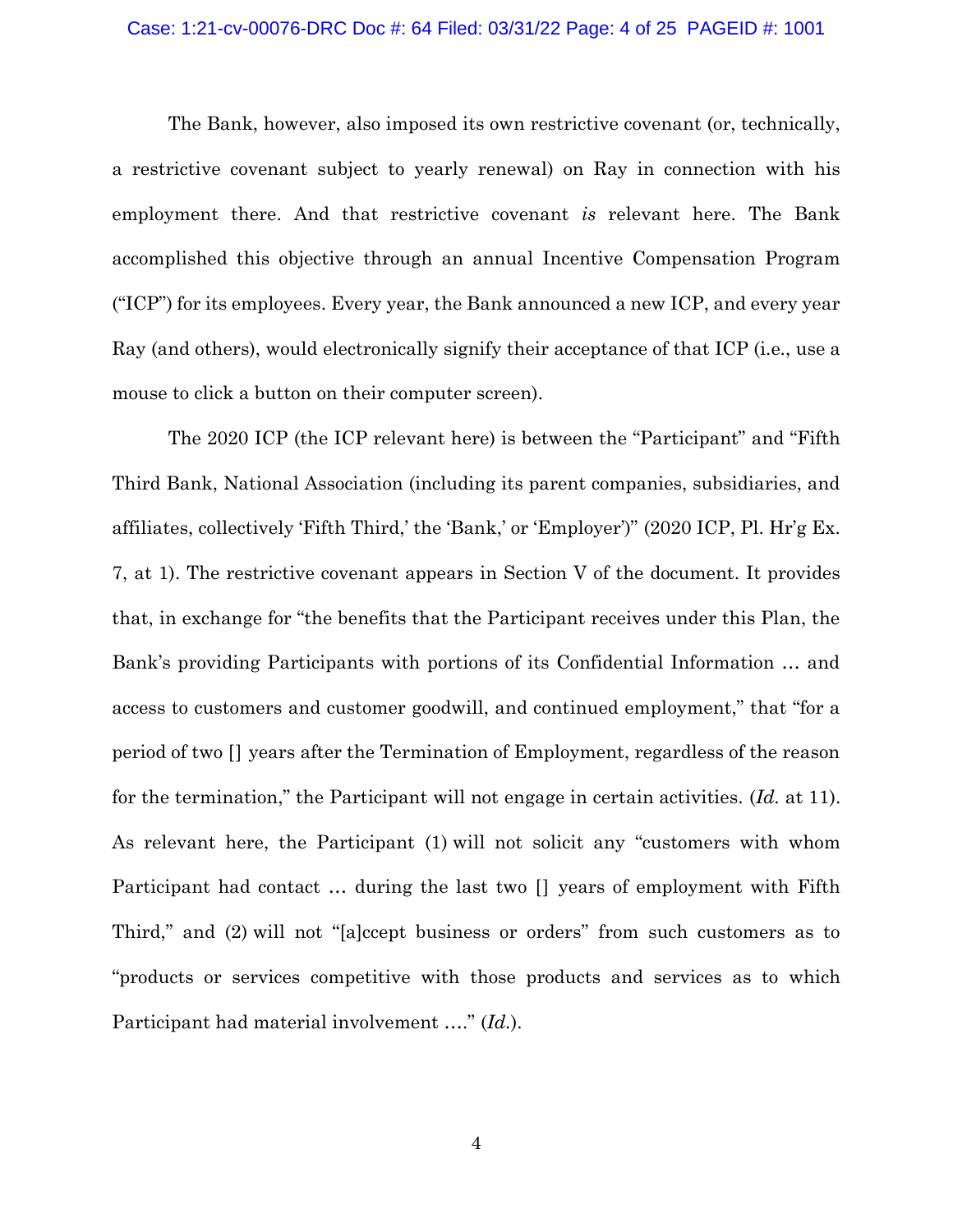The Bank, however, also imposed its own restrictive covenant (or, technically, a restrictive covenant subject to yearly renewal) on Ray in connection with his employment there. And that restrictive covenant *is* relevant here. The Bank accomplished this objective through an annual Incentive Compensation Program ("ICP") for its employees. Every year, the Bank announced a new ICP, and every year Ray (and others), would electronically signify their acceptance of that ICP (i.e., use a mouse to click a button on their computer screen).

The 2020 ICP (the ICP relevant here) is between the "Participant" and "Fifth Third Bank, National Association (including its parent companies, subsidiaries, and affiliates, collectively 'Fifth Third,' the 'Bank,' or 'Employer')" (2020 ICP, Pl. Hr'g Ex. 7, at 1). The restrictive covenant appears in Section V of the document. It provides that, in exchange for "the benefits that the Participant receives under this Plan, the Bank's providing Participants with portions of its Confidential Information … and access to customers and customer goodwill, and continued employment," that "for a period of two [] years after the Termination of Employment, regardless of the reason for the termination," the Participant will not engage in certain activities. (*Id.* at 11). As relevant here, the Participant (1) will not solicit any "customers with whom Participant had contact … during the last two [] years of employment with Fifth Third," and (2) will not "[a]ccept business or orders" from such customers as to "products or services competitive with those products and services as to which Participant had material involvement …." (*Id.*).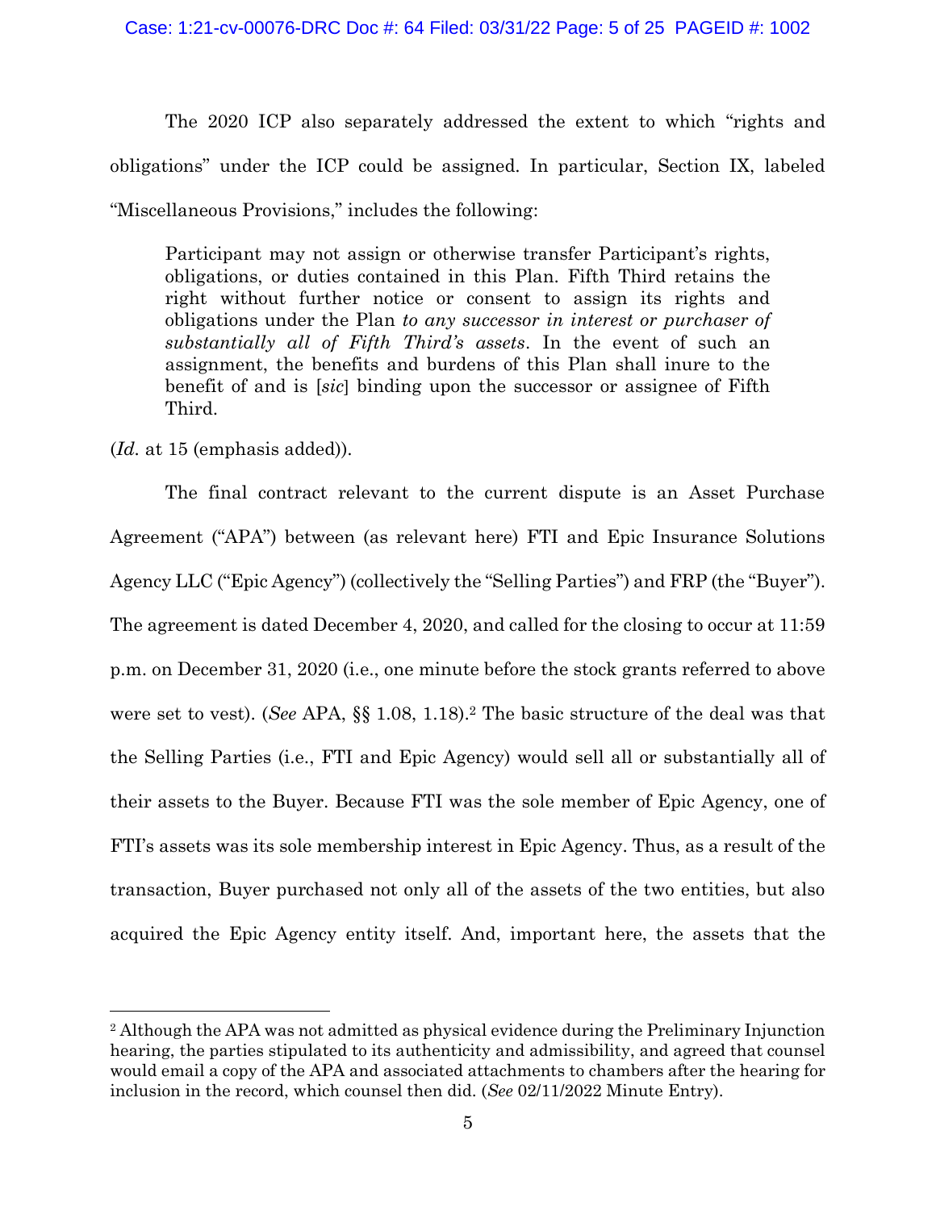The 2020 ICP also separately addressed the extent to which "rights and obligations" under the ICP could be assigned. In particular, Section IX, labeled "Miscellaneous Provisions," includes the following:

> Participant may not assign or otherwise transfer Participant's rights, obligations, or duties contained in this Plan. Fifth Third retains the right without further notice or consent to assign its rights and obligations under the Plan *to any successor in interest or purchaser of substantially all of Fifth Third's assets*. In the event of such an assignment, the benefits and burdens of this Plan shall inure to the benefit of and is [*sic*] binding upon the successor or assignee of Fifth Third.

(*Id.* at 15 (emphasis added)).

The final contract relevant to the current dispute is an Asset Purchase Agreement ("APA") between (as relevant here) FTI and Epic Insurance Solutions Agency LLC ("Epic Agency") (collectively the "Selling Parties") and FRP (the "Buyer"). The agreement is dated December 4, 2020, and called for the closing to occur at 11:59 p.m. on December 31, 2020 (i.e., one minute before the stock grants referred to above were set to vest). (*See* APA, §§ 1.08, 1.18).[2] The basic structure of the deal was that the Selling Parties (i.e., FTI and Epic Agency) would sell all or substantially all of their assets to the Buyer. Because FTI was the sole member of Epic Agency, one of FTI's assets was its sole membership interest in Epic Agency. Thus, as a result of the transaction, Buyer purchased not only all of the assets of the two entities, but also acquired the Epic Agency entity itself. And, important here, the assets that the

[2] Although the APA was not admitted as physical evidence during the Preliminary Injunction hearing, the parties stipulated to its authenticity and admissibility, and agreed that counsel would email a copy of the APA and associated attachments to chambers after the hearing for inclusion in the record, which counsel then did. (*See* 02/11/2022 Minute Entry).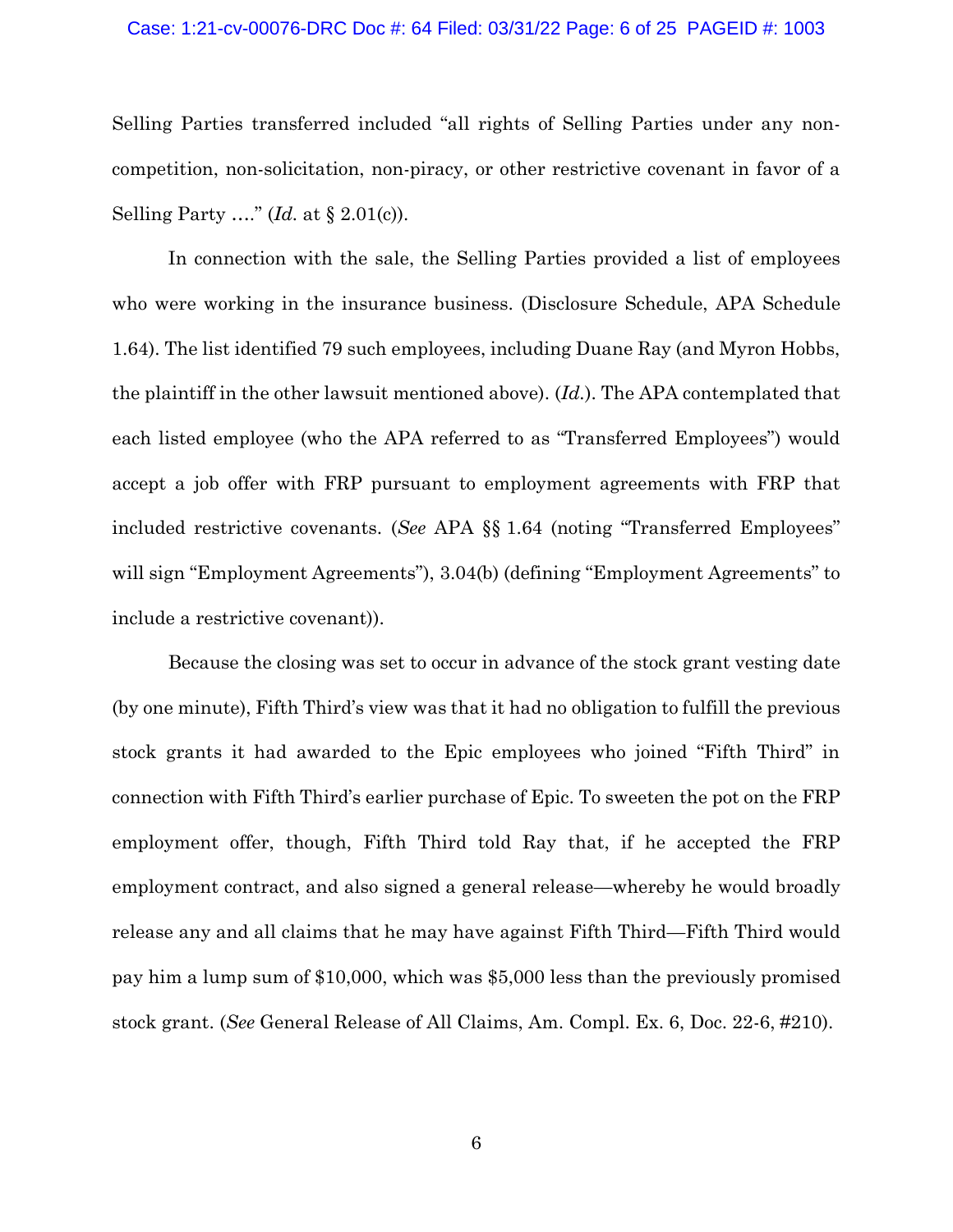Selling Parties transferred included "all rights of Selling Parties under any non-competition, non-solicitation, non-piracy, or other restrictive covenant in favor of a Selling Party …." (*Id.* at § 2.01(c)).

In connection with the sale, the Selling Parties provided a list of employees who were working in the insurance business. (Disclosure Schedule, APA Schedule 1.64). The list identified 79 such employees, including Duane Ray (and Myron Hobbs, the plaintiff in the other lawsuit mentioned above). (*Id.*). The APA contemplated that each listed employee (who the APA referred to as "Transferred Employees") would accept a job offer with FRP pursuant to employment agreements with FRP that included restrictive covenants. (*See* APA §§ 1.64 (noting "Transferred Employees" will sign "Employment Agreements"), 3.04(b) (defining "Employment Agreements" to include a restrictive covenant)).

Because the closing was set to occur in advance of the stock grant vesting date (by one minute), Fifth Third's view was that it had no obligation to fulfill the previous stock grants it had awarded to the Epic employees who joined "Fifth Third" in connection with Fifth Third's earlier purchase of Epic. To sweeten the pot on the FRP employment offer, though, Fifth Third told Ray that, if he accepted the FRP employment contract, and also signed a general release—whereby he would broadly release any and all claims that he may have against Fifth Third—Fifth Third would pay him a lump sum of $10,000, which was $5,000 less than the previously promised stock grant. (*See* General Release of All Claims, Am. Compl. Ex. 6, Doc. 22-6, #210).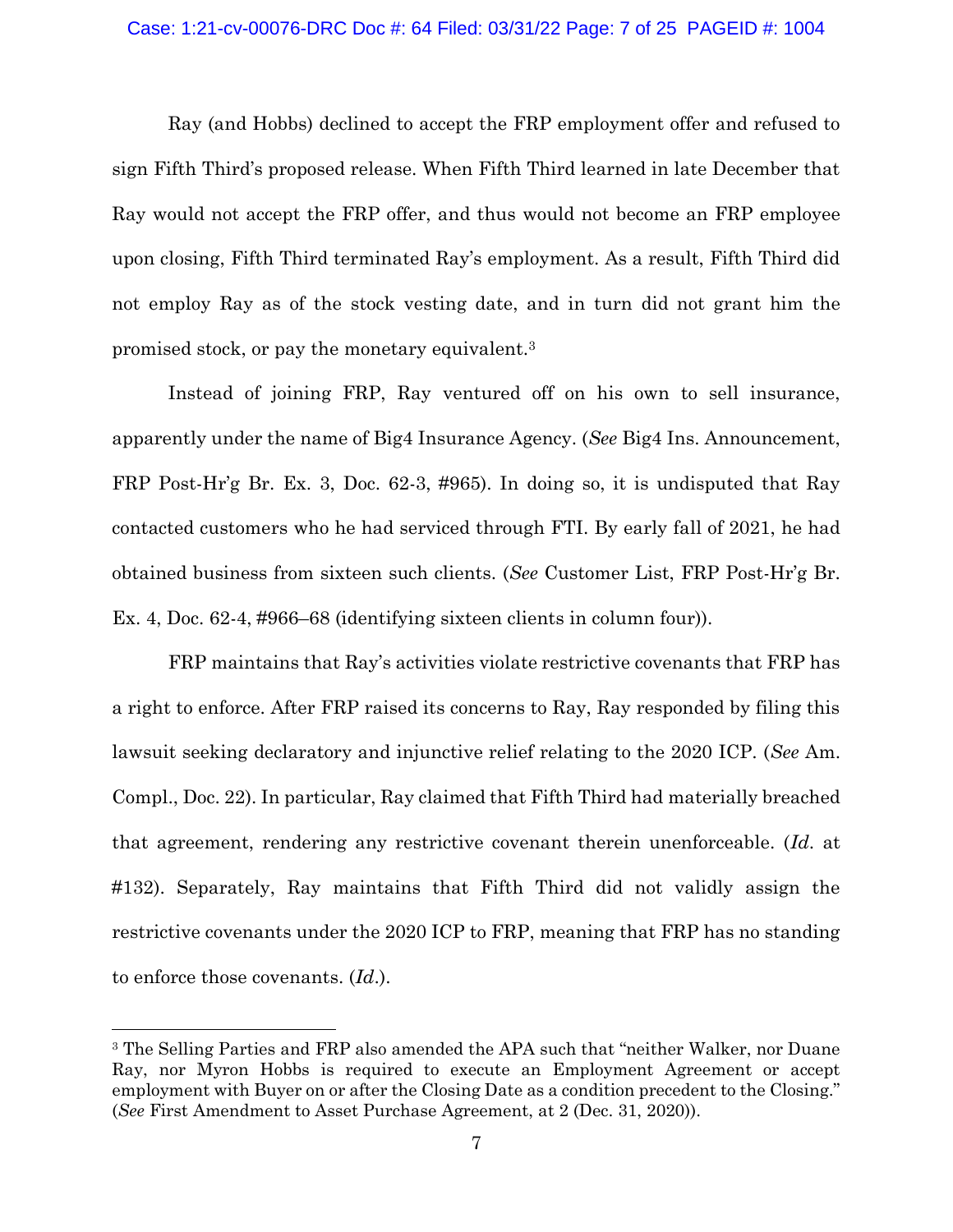Ray (and Hobbs) declined to accept the FRP employment offer and refused to sign Fifth Third's proposed release. When Fifth Third learned in late December that Ray would not accept the FRP offer, and thus would not become an FRP employee upon closing, Fifth Third terminated Ray's employment. As a result, Fifth Third did not employ Ray as of the stock vesting date, and in turn did not grant him the promised stock, or pay the monetary equivalent.[3]

Instead of joining FRP, Ray ventured off on his own to sell insurance, apparently under the name of Big4 Insurance Agency. (*See* Big4 Ins. Announcement, FRP Post-Hr'g Br. Ex. 3, Doc. 62-3, #965). In doing so, it is undisputed that Ray contacted customers who he had serviced through FTI. By early fall of 2021, he had obtained business from sixteen such clients. (*See* Customer List, FRP Post-Hr'g Br. Ex. 4, Doc. 62-4, #966–68 (identifying sixteen clients in column four)).

FRP maintains that Ray's activities violate restrictive covenants that FRP has a right to enforce. After FRP raised its concerns to Ray, Ray responded by filing this lawsuit seeking declaratory and injunctive relief relating to the 2020 ICP. (*See* Am. Compl., Doc. 22). In particular, Ray claimed that Fifth Third had materially breached that agreement, rendering any restrictive covenant therein unenforceable. (*Id*. at #132). Separately, Ray maintains that Fifth Third did not validly assign the restrictive covenants under the 2020 ICP to FRP, meaning that FRP has no standing to enforce those covenants. (*Id*.).

---

[3] The Selling Parties and FRP also amended the APA such that "neither Walker, nor Duane Ray, nor Myron Hobbs is required to execute an Employment Agreement or accept employment with Buyer on or after the Closing Date as a condition precedent to the Closing." (*See* First Amendment to Asset Purchase Agreement, at 2 (Dec. 31, 2020)).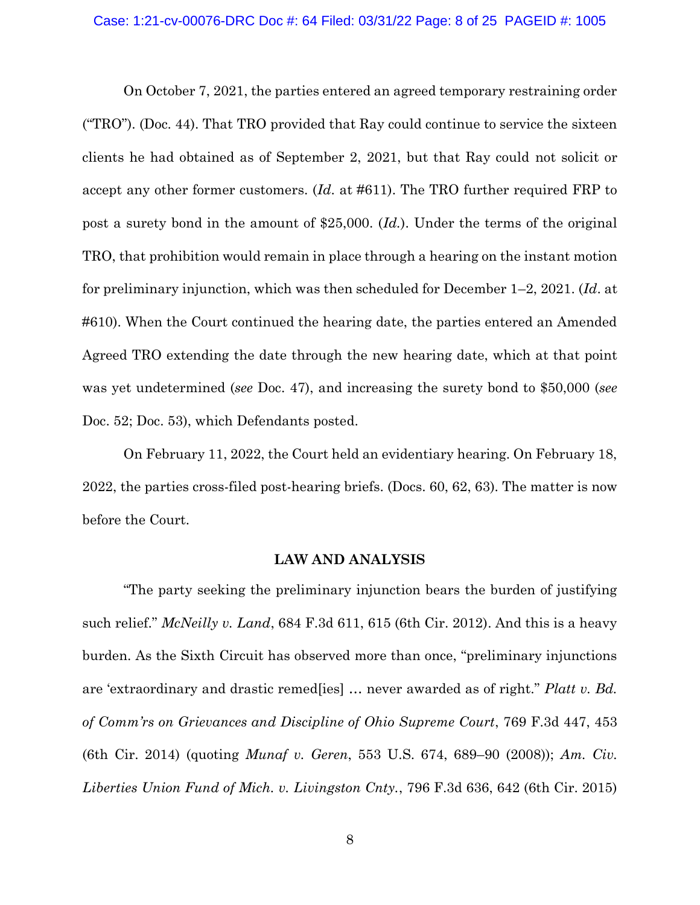On October 7, 2021, the parties entered an agreed temporary restraining order ("TRO"). (Doc. 44). That TRO provided that Ray could continue to service the sixteen clients he had obtained as of September 2, 2021, but that Ray could not solicit or accept any other former customers. (*Id.* at #611). The TRO further required FRP to post a surety bond in the amount of $25,000. (*Id.*). Under the terms of the original TRO, that prohibition would remain in place through a hearing on the instant motion for preliminary injunction, which was then scheduled for December 1–2, 2021. (*Id.* at #610). When the Court continued the hearing date, the parties entered an Amended Agreed TRO extending the date through the new hearing date, which at that point was yet undetermined (*see* Doc. 47), and increasing the surety bond to $50,000 (*see* Doc. 52; Doc. 53), which Defendants posted.

On February 11, 2022, the Court held an evidentiary hearing. On February 18, 2022, the parties cross-filed post-hearing briefs. (Docs. 60, 62, 63). The matter is now before the Court.

**LAW AND ANALYSIS**

"The party seeking the preliminary injunction bears the burden of justifying such relief." *McNeilly v. Land*, 684 F.3d 611, 615 (6th Cir. 2012). And this is a heavy burden. As the Sixth Circuit has observed more than once, "preliminary injunctions are 'extraordinary and drastic remed[ies] … never awarded as of right." *Platt v. Bd. of Comm'rs on Grievances and Discipline of Ohio Supreme Court*, 769 F.3d 447, 453 (6th Cir. 2014) (quoting *Munaf v. Geren*, 553 U.S. 674, 689–90 (2008)); *Am. Civ. Liberties Union Fund of Mich. v. Livingston Cnty.*, 796 F.3d 636, 642 (6th Cir. 2015)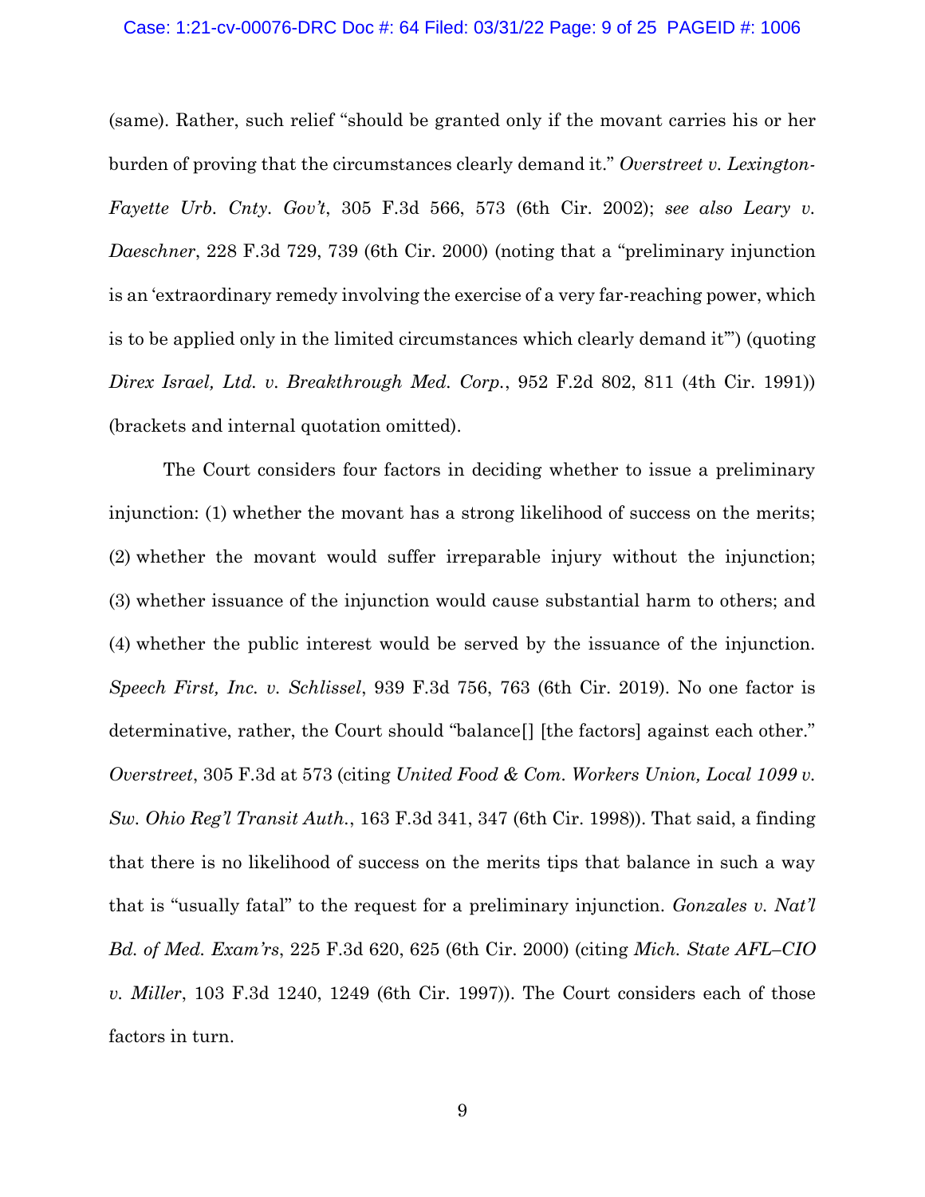(same). Rather, such relief "should be granted only if the movant carries his or her burden of proving that the circumstances clearly demand it." *Overstreet v. Lexington-Fayette Urb. Cnty. Gov't*, 305 F.3d 566, 573 (6th Cir. 2002); *see also Leary v. Daeschner*, 228 F.3d 729, 739 (6th Cir. 2000) (noting that a "preliminary injunction is an 'extraordinary remedy involving the exercise of a very far-reaching power, which is to be applied only in the limited circumstances which clearly demand it'") (quoting *Direx Israel, Ltd. v. Breakthrough Med. Corp.*, 952 F.2d 802, 811 (4th Cir. 1991)) (brackets and internal quotation omitted).

The Court considers four factors in deciding whether to issue a preliminary injunction: (1) whether the movant has a strong likelihood of success on the merits; (2) whether the movant would suffer irreparable injury without the injunction; (3) whether issuance of the injunction would cause substantial harm to others; and (4) whether the public interest would be served by the issuance of the injunction. *Speech First, Inc. v. Schlissel*, 939 F.3d 756, 763 (6th Cir. 2019). No one factor is determinative, rather, the Court should "balance[] [the factors] against each other." *Overstreet*, 305 F.3d at 573 (citing *United Food & Com. Workers Union, Local 1099 v. Sw. Ohio Reg'l Transit Auth.*, 163 F.3d 341, 347 (6th Cir. 1998)). That said, a finding that there is no likelihood of success on the merits tips that balance in such a way that is "usually fatal" to the request for a preliminary injunction. *Gonzales v. Nat'l Bd. of Med. Exam'rs*, 225 F.3d 620, 625 (6th Cir. 2000) (citing *Mich. State AFL–CIO v. Miller*, 103 F.3d 1240, 1249 (6th Cir. 1997)). The Court considers each of those factors in turn.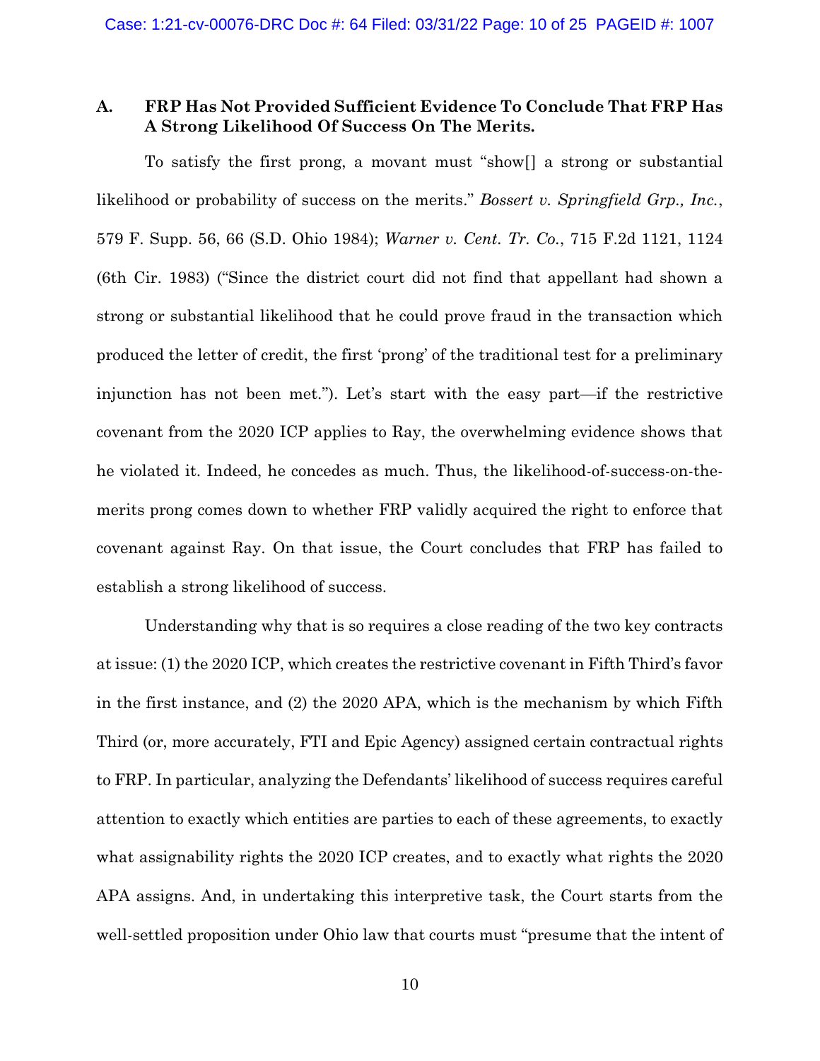### A. FRP Has Not Provided Sufficient Evidence To Conclude That FRP Has A Strong Likelihood Of Success On The Merits.

To satisfy the first prong, a movant must "show[] a strong or substantial likelihood or probability of success on the merits." *Bossert v. Springfield Grp., Inc.*, 579 F. Supp. 56, 66 (S.D. Ohio 1984); *Warner v. Cent. Tr. Co.*, 715 F.2d 1121, 1124 (6th Cir. 1983) ("Since the district court did not find that appellant had shown a strong or substantial likelihood that he could prove fraud in the transaction which produced the letter of credit, the first 'prong' of the traditional test for a preliminary injunction has not been met."). Let's start with the easy part—if the restrictive covenant from the 2020 ICP applies to Ray, the overwhelming evidence shows that he violated it. Indeed, he concedes as much. Thus, the likelihood-of-success-on-the-merits prong comes down to whether FRP validly acquired the right to enforce that covenant against Ray. On that issue, the Court concludes that FRP has failed to establish a strong likelihood of success.

Understanding why that is so requires a close reading of the two key contracts at issue: (1) the 2020 ICP, which creates the restrictive covenant in Fifth Third's favor in the first instance, and (2) the 2020 APA, which is the mechanism by which Fifth Third (or, more accurately, FTI and Epic Agency) assigned certain contractual rights to FRP. In particular, analyzing the Defendants' likelihood of success requires careful attention to exactly which entities are parties to each of these agreements, to exactly what assignability rights the 2020 ICP creates, and to exactly what rights the 2020 APA assigns. And, in undertaking this interpretive task, the Court starts from the well-settled proposition under Ohio law that courts must "presume that the intent of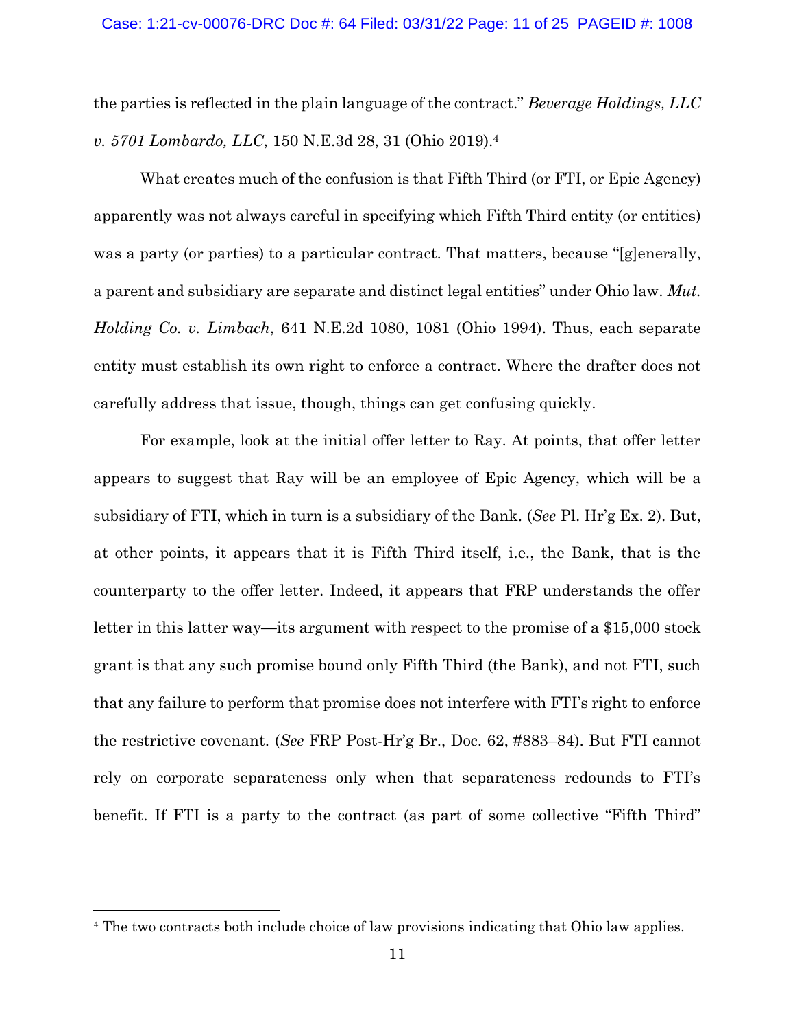the parties is reflected in the plain language of the contract." *Beverage Holdings, LLC v. 5701 Lombardo, LLC*, 150 N.E.3d 28, 31 (Ohio 2019).[4]

What creates much of the confusion is that Fifth Third (or FTI, or Epic Agency) apparently was not always careful in specifying which Fifth Third entity (or entities) was a party (or parties) to a particular contract. That matters, because "[g]enerally, a parent and subsidiary are separate and distinct legal entities" under Ohio law. *Mut. Holding Co. v. Limbach*, 641 N.E.2d 1080, 1081 (Ohio 1994). Thus, each separate entity must establish its own right to enforce a contract. Where the drafter does not carefully address that issue, though, things can get confusing quickly.

For example, look at the initial offer letter to Ray. At points, that offer letter appears to suggest that Ray will be an employee of Epic Agency, which will be a subsidiary of FTI, which in turn is a subsidiary of the Bank. (*See* Pl. Hr'g Ex. 2). But, at other points, it appears that it is Fifth Third itself, i.e., the Bank, that is the counterparty to the offer letter. Indeed, it appears that FRP understands the offer letter in this latter way—its argument with respect to the promise of a $15,000 stock grant is that any such promise bound only Fifth Third (the Bank), and not FTI, such that any failure to perform that promise does not interfere with FTI's right to enforce the restrictive covenant. (*See* FRP Post-Hr'g Br., Doc. 62, #883–84). But FTI cannot rely on corporate separateness only when that separateness redounds to FTI's benefit. If FTI is a party to the contract (as part of some collective "Fifth Third"

---

[4] The two contracts both include choice of law provisions indicating that Ohio law applies.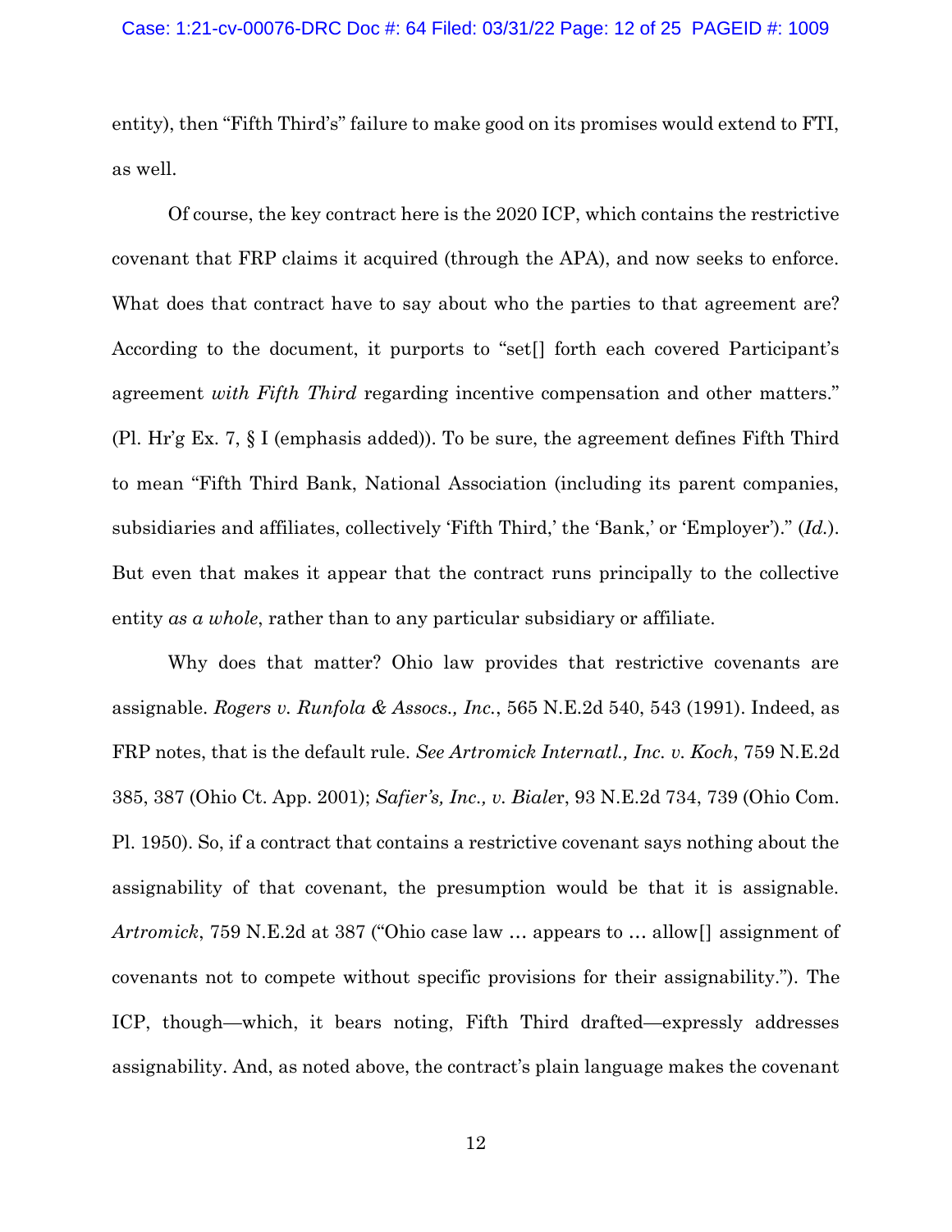entity), then "Fifth Third's" failure to make good on its promises would extend to FTI, as well.

Of course, the key contract here is the 2020 ICP, which contains the restrictive covenant that FRP claims it acquired (through the APA), and now seeks to enforce. What does that contract have to say about who the parties to that agreement are? According to the document, it purports to "set[] forth each covered Participant's agreement *with Fifth Third* regarding incentive compensation and other matters." (Pl. Hr'g Ex. 7, § I (emphasis added)). To be sure, the agreement defines Fifth Third to mean "Fifth Third Bank, National Association (including its parent companies, subsidiaries and affiliates, collectively 'Fifth Third,' the 'Bank,' or 'Employer')." (*Id.*). But even that makes it appear that the contract runs principally to the collective entity *as a whole*, rather than to any particular subsidiary or affiliate.

Why does that matter? Ohio law provides that restrictive covenants are assignable. *Rogers v. Runfola & Assocs., Inc.*, 565 N.E.2d 540, 543 (1991). Indeed, as FRP notes, that is the default rule. *See Artromick Internatl., Inc. v. Koch*, 759 N.E.2d 385, 387 (Ohio Ct. App. 2001); *Safier's, Inc., v. Bialer*, 93 N.E.2d 734, 739 (Ohio Com. Pl. 1950). So, if a contract that contains a restrictive covenant says nothing about the assignability of that covenant, the presumption would be that it is assignable. *Artromick*, 759 N.E.2d at 387 ("Ohio case law … appears to … allow[] assignment of covenants not to compete without specific provisions for their assignability."). The ICP, though—which, it bears noting, Fifth Third drafted—expressly addresses assignability. And, as noted above, the contract's plain language makes the covenant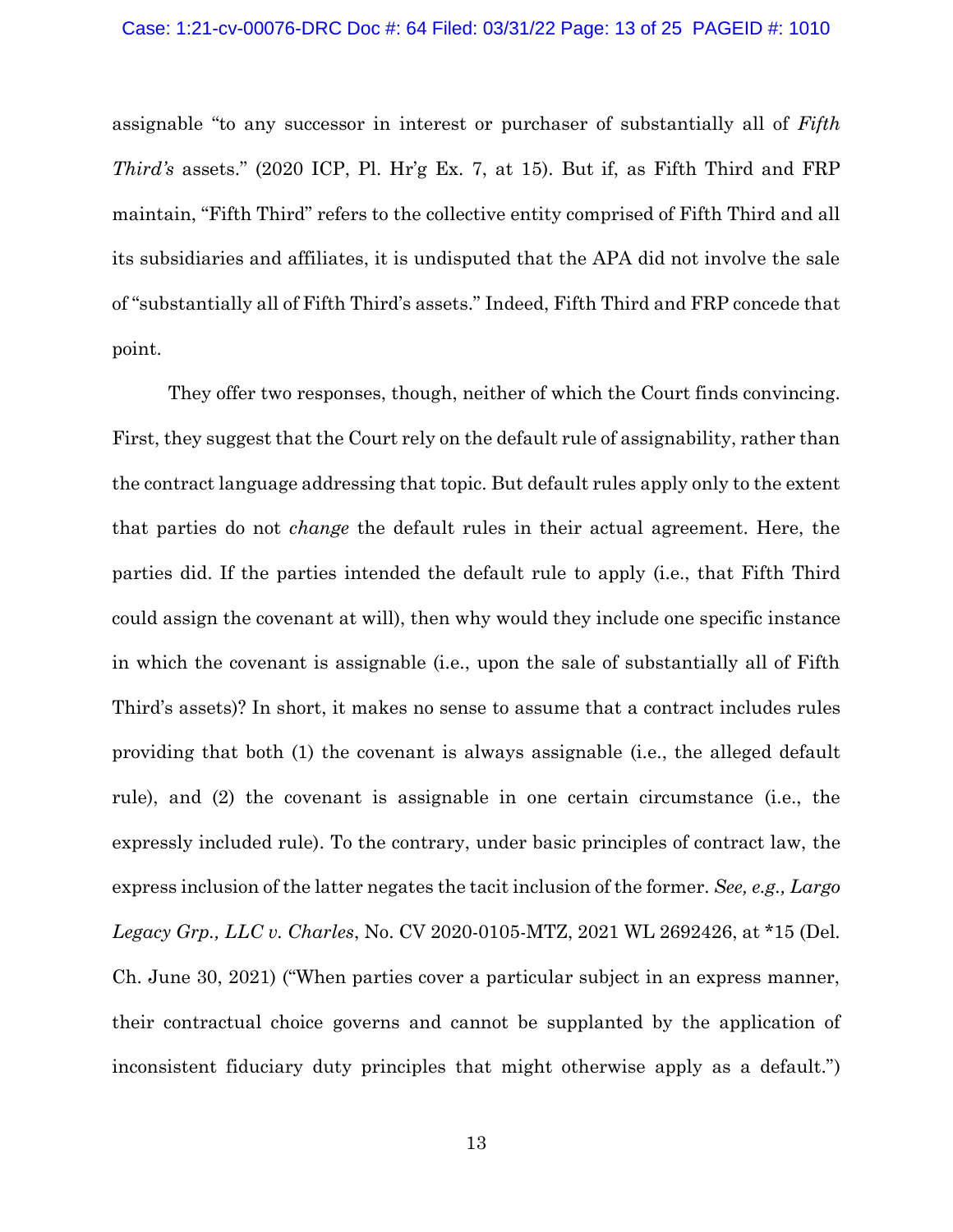assignable "to any successor in interest or purchaser of substantially all of *Fifth Third's* assets." (2020 ICP, Pl. Hr'g Ex. 7, at 15). But if, as Fifth Third and FRP maintain, "Fifth Third" refers to the collective entity comprised of Fifth Third and all its subsidiaries and affiliates, it is undisputed that the APA did not involve the sale of "substantially all of Fifth Third's assets." Indeed, Fifth Third and FRP concede that point.

They offer two responses, though, neither of which the Court finds convincing. First, they suggest that the Court rely on the default rule of assignability, rather than the contract language addressing that topic. But default rules apply only to the extent that parties do not *change* the default rules in their actual agreement. Here, the parties did. If the parties intended the default rule to apply (i.e., that Fifth Third could assign the covenant at will), then why would they include one specific instance in which the covenant is assignable (i.e., upon the sale of substantially all of Fifth Third's assets)? In short, it makes no sense to assume that a contract includes rules providing that both (1) the covenant is always assignable (i.e., the alleged default rule), and (2) the covenant is assignable in one certain circumstance (i.e., the expressly included rule). To the contrary, under basic principles of contract law, the express inclusion of the latter negates the tacit inclusion of the former. *See, e.g., Largo Legacy Grp., LLC v. Charles*, No. CV 2020-0105-MTZ, 2021 WL 2692426, at *15 (Del. Ch. June 30, 2021) ("When parties cover a particular subject in an express manner, their contractual choice governs and cannot be supplanted by the application of inconsistent fiduciary duty principles that might otherwise apply as a default.")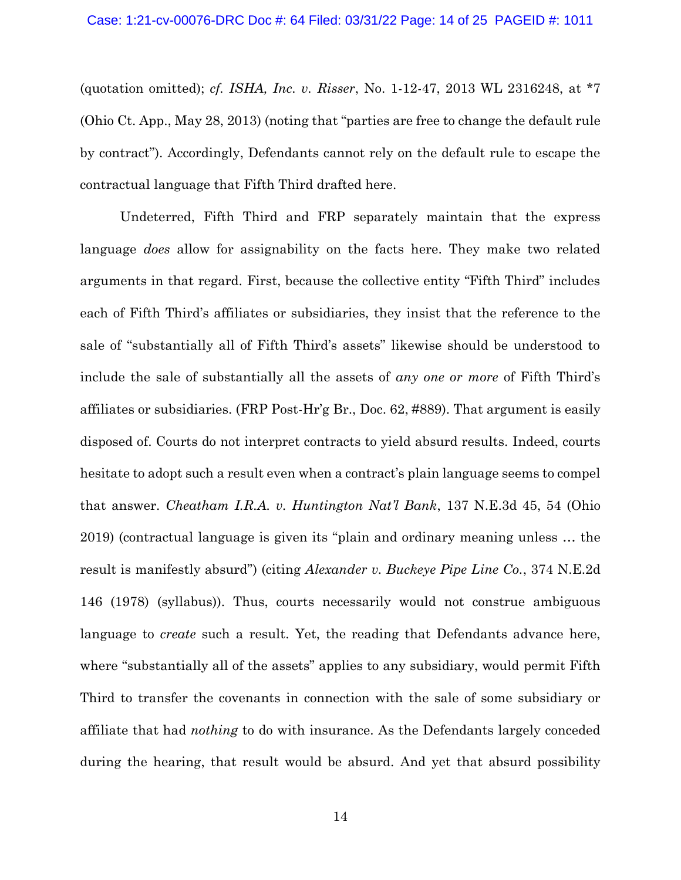(quotation omitted); *cf. ISHA, Inc. v. Risser*, No. 1-12-47, 2013 WL 2316248, at *7 (Ohio Ct. App., May 28, 2013) (noting that "parties are free to change the default rule by contract"). Accordingly, Defendants cannot rely on the default rule to escape the contractual language that Fifth Third drafted here.

Undeterred, Fifth Third and FRP separately maintain that the express language *does* allow for assignability on the facts here. They make two related arguments in that regard. First, because the collective entity "Fifth Third" includes each of Fifth Third's affiliates or subsidiaries, they insist that the reference to the sale of "substantially all of Fifth Third's assets" likewise should be understood to include the sale of substantially all the assets of *any one or more* of Fifth Third's affiliates or subsidiaries. (FRP Post-Hr'g Br., Doc. 62, #889). That argument is easily disposed of. Courts do not interpret contracts to yield absurd results. Indeed, courts hesitate to adopt such a result even when a contract's plain language seems to compel that answer. *Cheatham I.R.A. v. Huntington Nat'l Bank*, 137 N.E.3d 45, 54 (Ohio 2019) (contractual language is given its "plain and ordinary meaning unless … the result is manifestly absurd") (citing *Alexander v. Buckeye Pipe Line Co.*, 374 N.E.2d 146 (1978) (syllabus)). Thus, courts necessarily would not construe ambiguous language to *create* such a result. Yet, the reading that Defendants advance here, where "substantially all of the assets" applies to any subsidiary, would permit Fifth Third to transfer the covenants in connection with the sale of some subsidiary or affiliate that had *nothing* to do with insurance. As the Defendants largely conceded during the hearing, that result would be absurd. And yet that absurd possibility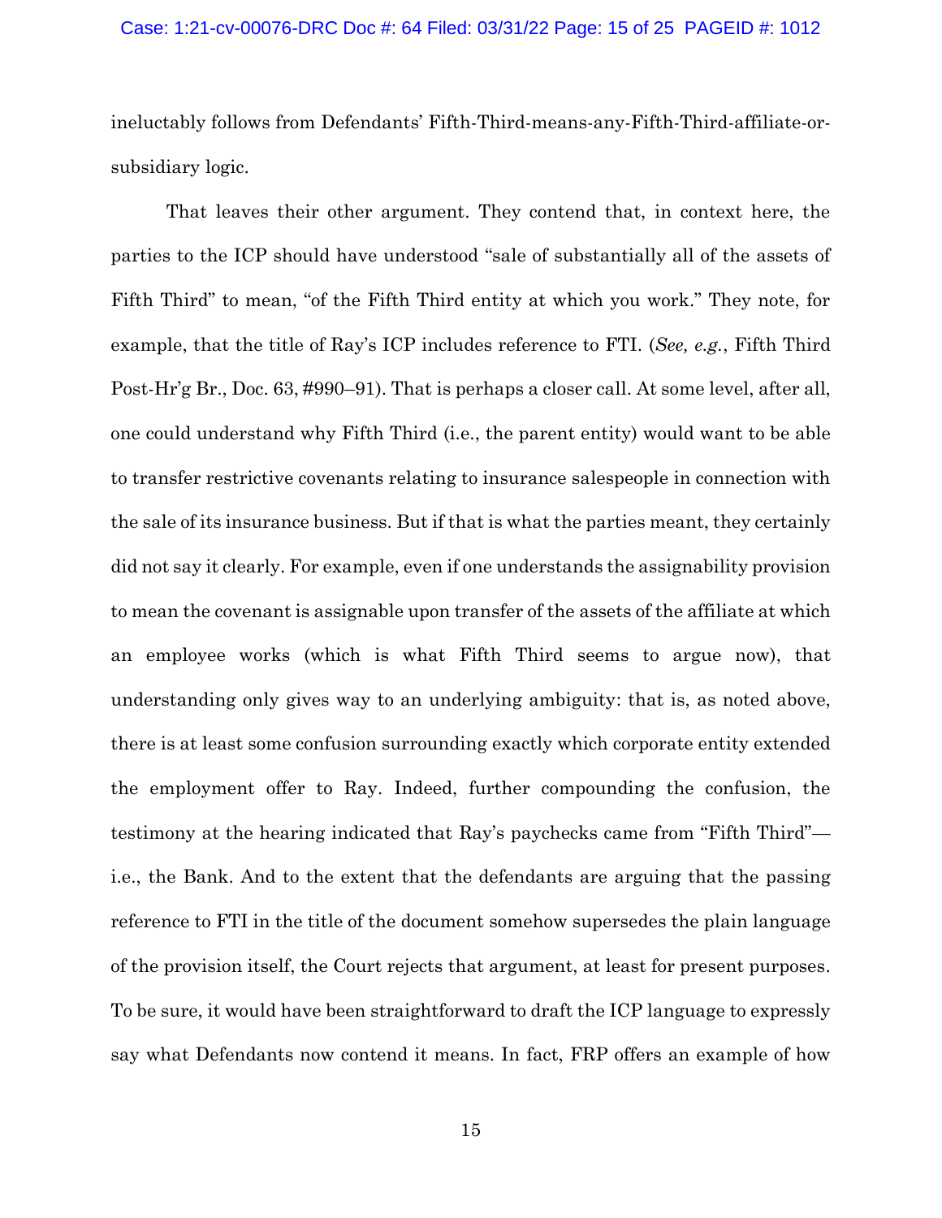ineluctably follows from Defendants' Fifth-Third-means-any-Fifth-Third-affiliate-or-subsidiary logic.

That leaves their other argument. They contend that, in context here, the parties to the ICP should have understood "sale of substantially all of the assets of Fifth Third" to mean, "of the Fifth Third entity at which you work." They note, for example, that the title of Ray's ICP includes reference to FTI. (*See, e.g.*, Fifth Third Post-Hr'g Br., Doc. 63, #990–91). That is perhaps a closer call. At some level, after all, one could understand why Fifth Third (i.e., the parent entity) would want to be able to transfer restrictive covenants relating to insurance salespeople in connection with the sale of its insurance business. But if that is what the parties meant, they certainly did not say it clearly. For example, even if one understands the assignability provision to mean the covenant is assignable upon transfer of the assets of the affiliate at which an employee works (which is what Fifth Third seems to argue now), that understanding only gives way to an underlying ambiguity: that is, as noted above, there is at least some confusion surrounding exactly which corporate entity extended the employment offer to Ray. Indeed, further compounding the confusion, the testimony at the hearing indicated that Ray's paychecks came from "Fifth Third"—i.e., the Bank. And to the extent that the defendants are arguing that the passing reference to FTI in the title of the document somehow supersedes the plain language of the provision itself, the Court rejects that argument, at least for present purposes. To be sure, it would have been straightforward to draft the ICP language to expressly say what Defendants now contend it means. In fact, FRP offers an example of how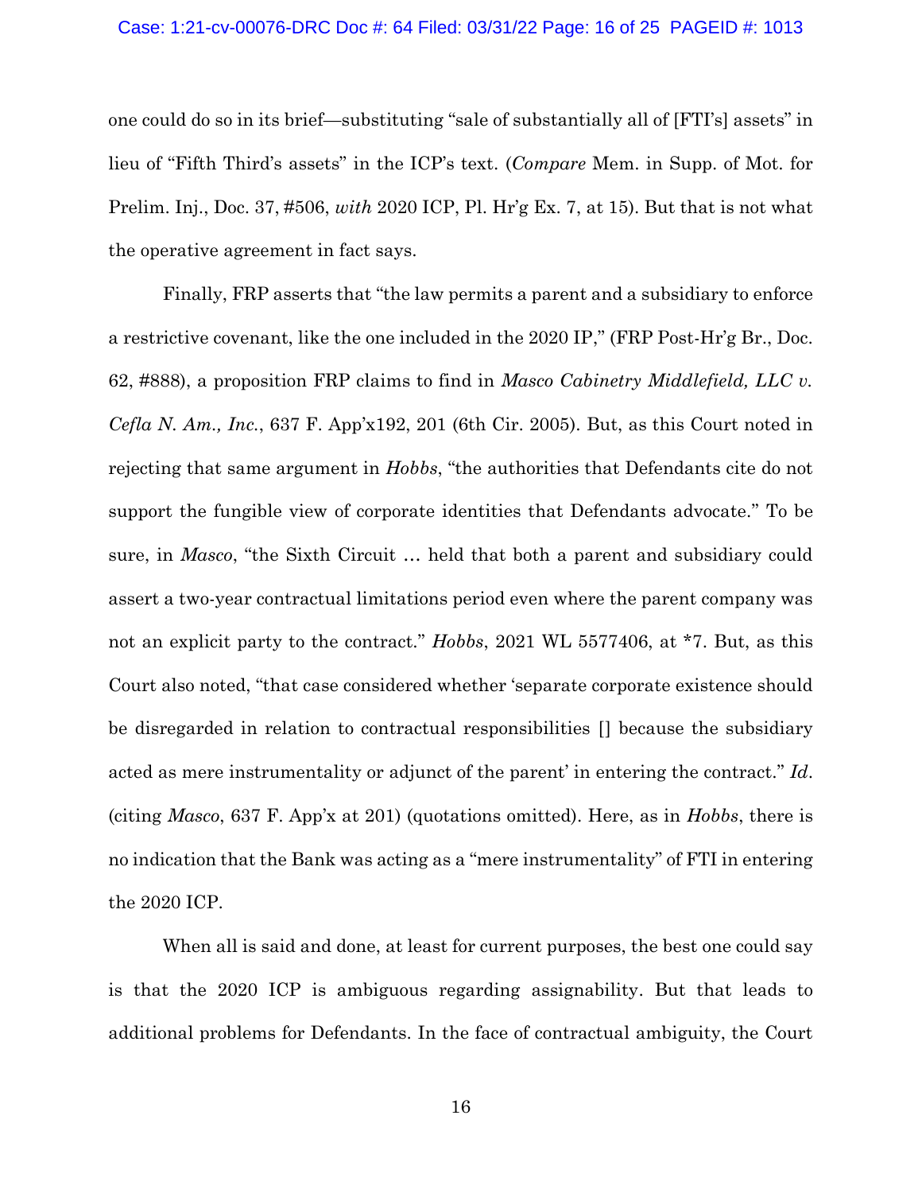one could do so in its brief—substituting "sale of substantially all of [FTI's] assets" in lieu of "Fifth Third's assets" in the ICP's text. (*Compare* Mem. in Supp. of Mot. for Prelim. Inj., Doc. 37, #506, *with* 2020 ICP, Pl. Hr'g Ex. 7, at 15). But that is not what the operative agreement in fact says.

Finally, FRP asserts that "the law permits a parent and a subsidiary to enforce a restrictive covenant, like the one included in the 2020 IP," (FRP Post-Hr'g Br., Doc. 62, #888), a proposition FRP claims to find in *Masco Cabinetry Middlefield, LLC v. Cefla N. Am., Inc.*, 637 F. App'x192, 201 (6th Cir. 2005). But, as this Court noted in rejecting that same argument in *Hobbs*, "the authorities that Defendants cite do not support the fungible view of corporate identities that Defendants advocate." To be sure, in *Masco*, "the Sixth Circuit … held that both a parent and subsidiary could assert a two-year contractual limitations period even where the parent company was not an explicit party to the contract." *Hobbs*, 2021 WL 5577406, at *7. But, as this Court also noted, "that case considered whether 'separate corporate existence should be disregarded in relation to contractual responsibilities [] because the subsidiary acted as mere instrumentality or adjunct of the parent' in entering the contract." *Id*. (citing *Masco*, 637 F. App'x at 201) (quotations omitted). Here, as in *Hobbs*, there is no indication that the Bank was acting as a "mere instrumentality" of FTI in entering the 2020 ICP.

When all is said and done, at least for current purposes, the best one could say is that the 2020 ICP is ambiguous regarding assignability. But that leads to additional problems for Defendants. In the face of contractual ambiguity, the Court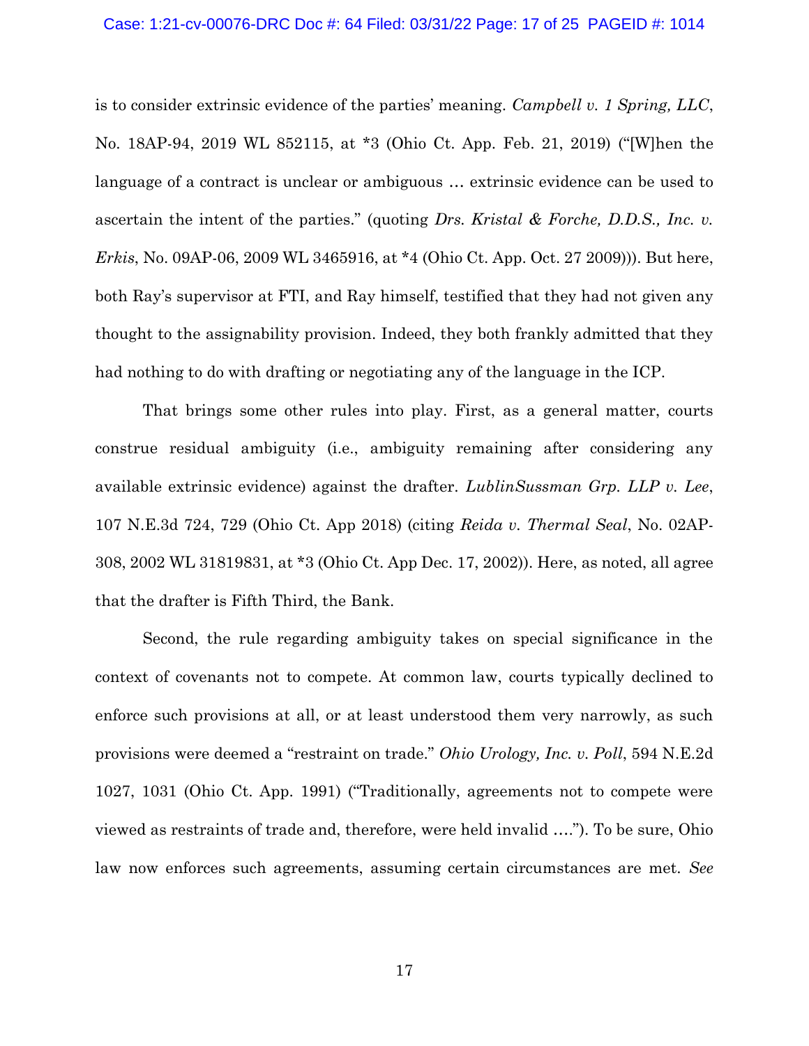is to consider extrinsic evidence of the parties' meaning. *Campbell v. 1 Spring, LLC*, No. 18AP-94, 2019 WL 852115, at *3 (Ohio Ct. App. Feb. 21, 2019) ("[W]hen the language of a contract is unclear or ambiguous … extrinsic evidence can be used to ascertain the intent of the parties." (quoting *Drs. Kristal & Forche, D.D.S., Inc. v. Erkis*, No. 09AP-06, 2009 WL 3465916, at *4 (Ohio Ct. App. Oct. 27 2009))). But here, both Ray's supervisor at FTI, and Ray himself, testified that they had not given any thought to the assignability provision. Indeed, they both frankly admitted that they had nothing to do with drafting or negotiating any of the language in the ICP.

That brings some other rules into play. First, as a general matter, courts construe residual ambiguity (i.e., ambiguity remaining after considering any available extrinsic evidence) against the drafter. *LublinSussman Grp. LLP v. Lee*, 107 N.E.3d 724, 729 (Ohio Ct. App 2018) (citing *Reida v. Thermal Seal*, No. 02AP-308, 2002 WL 31819831, at *3 (Ohio Ct. App Dec. 17, 2002)). Here, as noted, all agree that the drafter is Fifth Third, the Bank.

Second, the rule regarding ambiguity takes on special significance in the context of covenants not to compete. At common law, courts typically declined to enforce such provisions at all, or at least understood them very narrowly, as such provisions were deemed a "restraint on trade." *Ohio Urology, Inc. v. Poll*, 594 N.E.2d 1027, 1031 (Ohio Ct. App. 1991) ("Traditionally, agreements not to compete were viewed as restraints of trade and, therefore, were held invalid …."). To be sure, Ohio law now enforces such agreements, assuming certain circumstances are met. *See*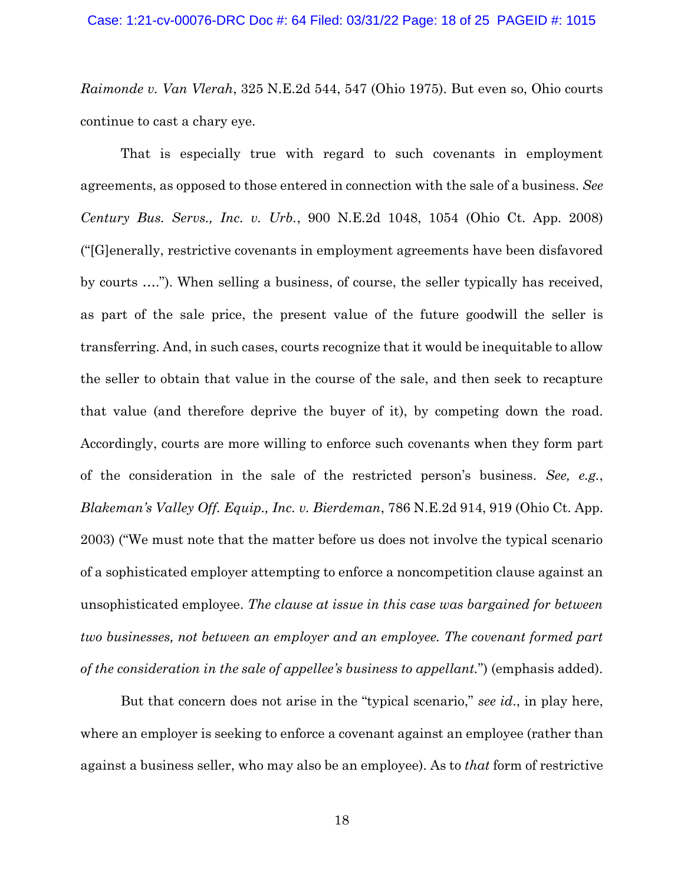*Raimonde v. Van Vlerah*, 325 N.E.2d 544, 547 (Ohio 1975). But even so, Ohio courts continue to cast a chary eye.

That is especially true with regard to such covenants in employment agreements, as opposed to those entered in connection with the sale of a business. *See Century Bus. Servs., Inc. v. Urb.*, 900 N.E.2d 1048, 1054 (Ohio Ct. App. 2008) ("[G]enerally, restrictive covenants in employment agreements have been disfavored by courts …."). When selling a business, of course, the seller typically has received, as part of the sale price, the present value of the future goodwill the seller is transferring. And, in such cases, courts recognize that it would be inequitable to allow the seller to obtain that value in the course of the sale, and then seek to recapture that value (and therefore deprive the buyer of it), by competing down the road. Accordingly, courts are more willing to enforce such covenants when they form part of the consideration in the sale of the restricted person's business. *See, e.g.*, *Blakeman's Valley Off. Equip., Inc. v. Bierdeman*, 786 N.E.2d 914, 919 (Ohio Ct. App. 2003) ("We must note that the matter before us does not involve the typical scenario of a sophisticated employer attempting to enforce a noncompetition clause against an unsophisticated employee. *The clause at issue in this case was bargained for between two businesses, not between an employer and an employee. The covenant formed part of the consideration in the sale of appellee's business to appellant.*") (emphasis added).

But that concern does not arise in the "typical scenario," *see id.*, in play here, where an employer is seeking to enforce a covenant against an employee (rather than against a business seller, who may also be an employee). As to *that* form of restrictive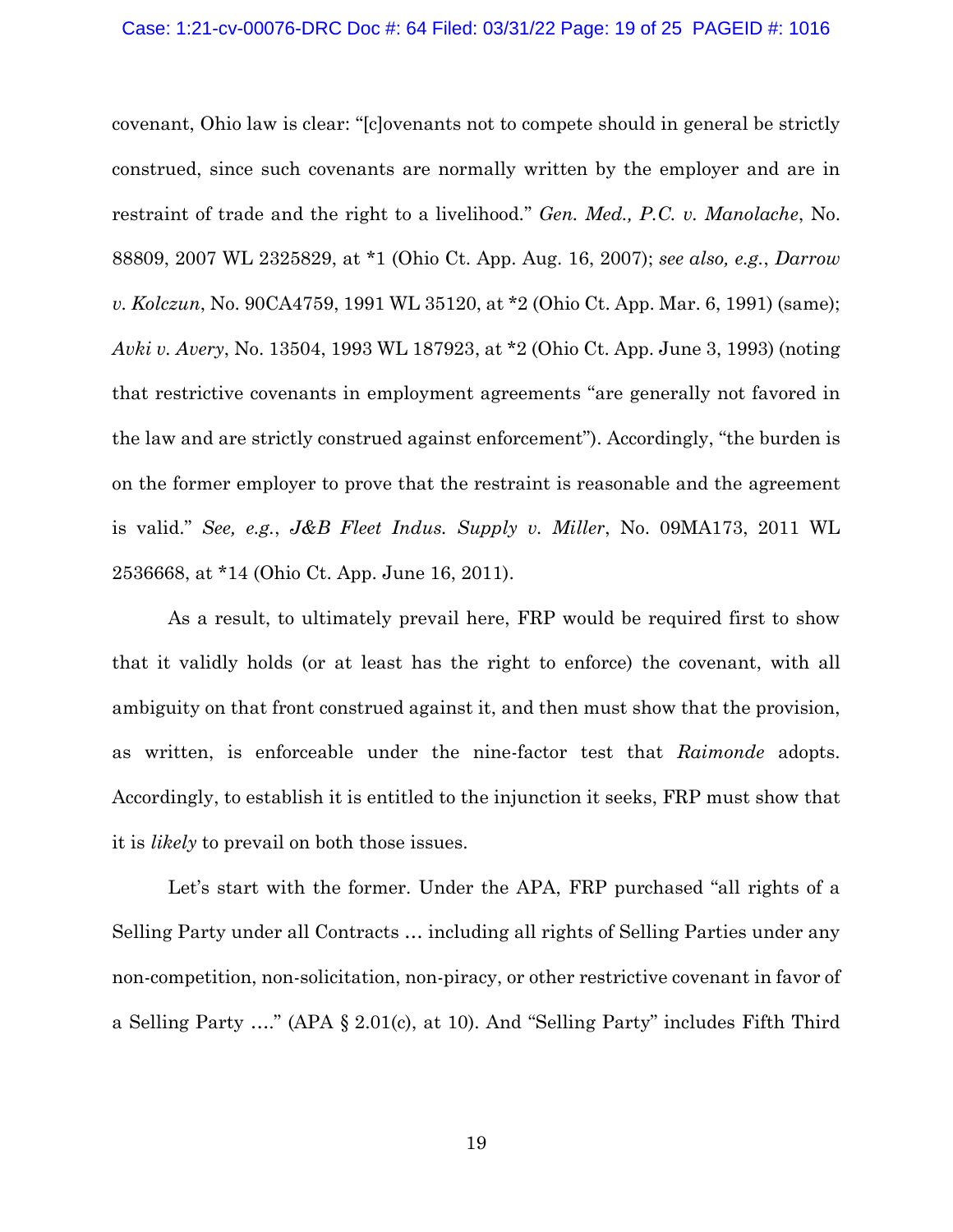covenant, Ohio law is clear: "[c]ovenants not to compete should in general be strictly construed, since such covenants are normally written by the employer and are in restraint of trade and the right to a livelihood." *Gen. Med., P.C. v. Manolache*, No. 88809, 2007 WL 2325829, at *1 (Ohio Ct. App. Aug. 16, 2007); *see also, e.g.*, *Darrow v. Kolczun*, No. 90CA4759, 1991 WL 35120, at *2 (Ohio Ct. App. Mar. 6, 1991) (same); *Avki v. Avery*, No. 13504, 1993 WL 187923, at *2 (Ohio Ct. App. June 3, 1993) (noting that restrictive covenants in employment agreements "are generally not favored in the law and are strictly construed against enforcement"). Accordingly, "the burden is on the former employer to prove that the restraint is reasonable and the agreement is valid." *See, e.g.*, *J&B Fleet Indus. Supply v. Miller*, No. 09MA173, 2011 WL 2536668, at *14 (Ohio Ct. App. June 16, 2011).

As a result, to ultimately prevail here, FRP would be required first to show that it validly holds (or at least has the right to enforce) the covenant, with all ambiguity on that front construed against it, and then must show that the provision, as written, is enforceable under the nine-factor test that *Raimonde* adopts. Accordingly, to establish it is entitled to the injunction it seeks, FRP must show that it is *likely* to prevail on both those issues.

Let's start with the former. Under the APA, FRP purchased "all rights of a Selling Party under all Contracts … including all rights of Selling Parties under any non-competition, non-solicitation, non-piracy, or other restrictive covenant in favor of a Selling Party …." (APA § 2.01(c), at 10). And "Selling Party" includes Fifth Third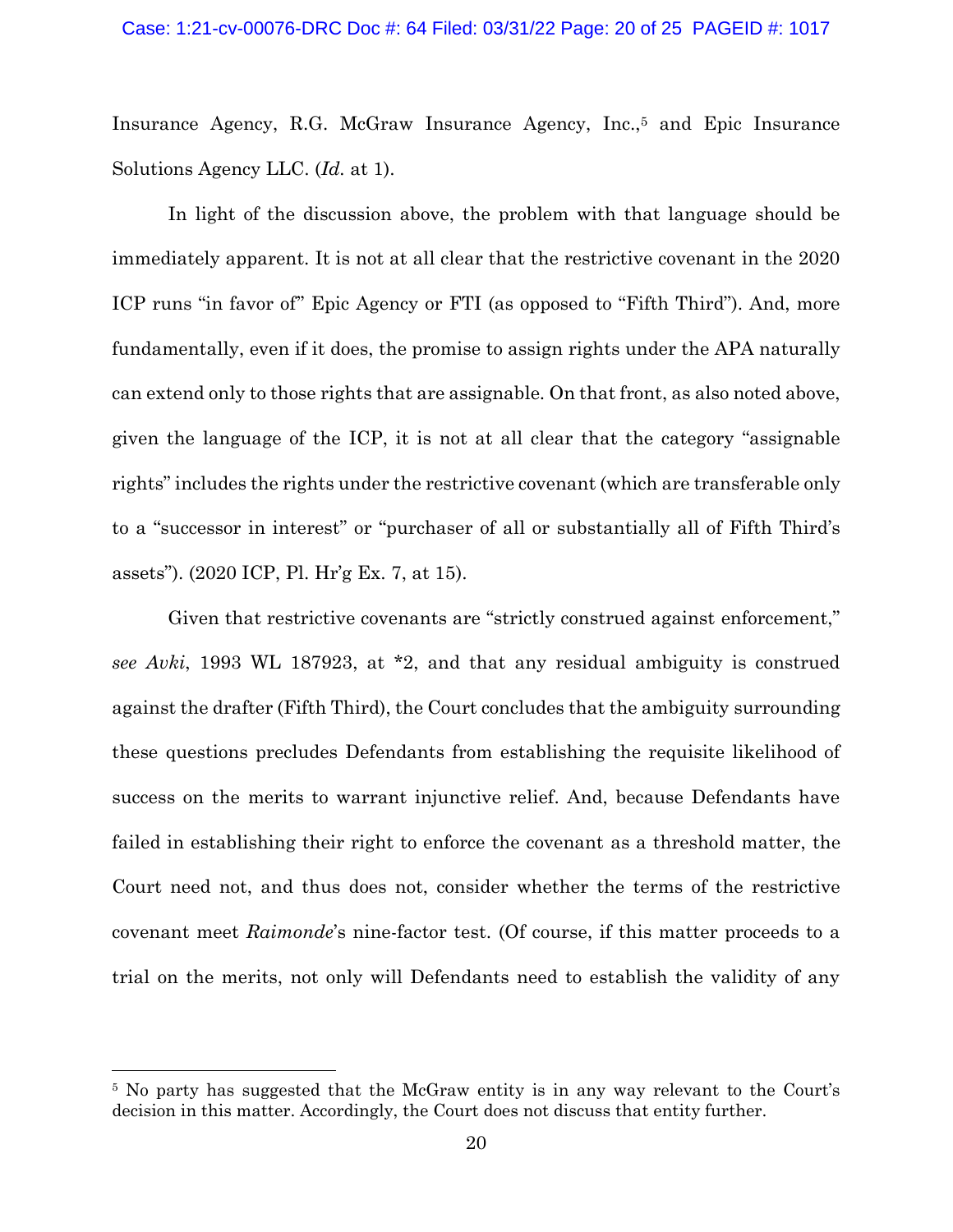Insurance Agency, R.G. McGraw Insurance Agency, Inc.,[5] and Epic Insurance Solutions Agency LLC. (*Id.* at 1).

In light of the discussion above, the problem with that language should be immediately apparent. It is not at all clear that the restrictive covenant in the 2020 ICP runs "in favor of" Epic Agency or FTI (as opposed to "Fifth Third"). And, more fundamentally, even if it does, the promise to assign rights under the APA naturally can extend only to those rights that are assignable. On that front, as also noted above, given the language of the ICP, it is not at all clear that the category "assignable rights" includes the rights under the restrictive covenant (which are transferable only to a "successor in interest" or "purchaser of all or substantially all of Fifth Third's assets"). (2020 ICP, Pl. Hr'g Ex. 7, at 15).

Given that restrictive covenants are "strictly construed against enforcement," *see Avki*, 1993 WL 187923, at *2, and that any residual ambiguity is construed against the drafter (Fifth Third), the Court concludes that the ambiguity surrounding these questions precludes Defendants from establishing the requisite likelihood of success on the merits to warrant injunctive relief. And, because Defendants have failed in establishing their right to enforce the covenant as a threshold matter, the Court need not, and thus does not, consider whether the terms of the restrictive covenant meet *Raimonde*'s nine-factor test. (Of course, if this matter proceeds to a trial on the merits, not only will Defendants need to establish the validity of any

[5] No party has suggested that the McGraw entity is in any way relevant to the Court's decision in this matter. Accordingly, the Court does not discuss that entity further.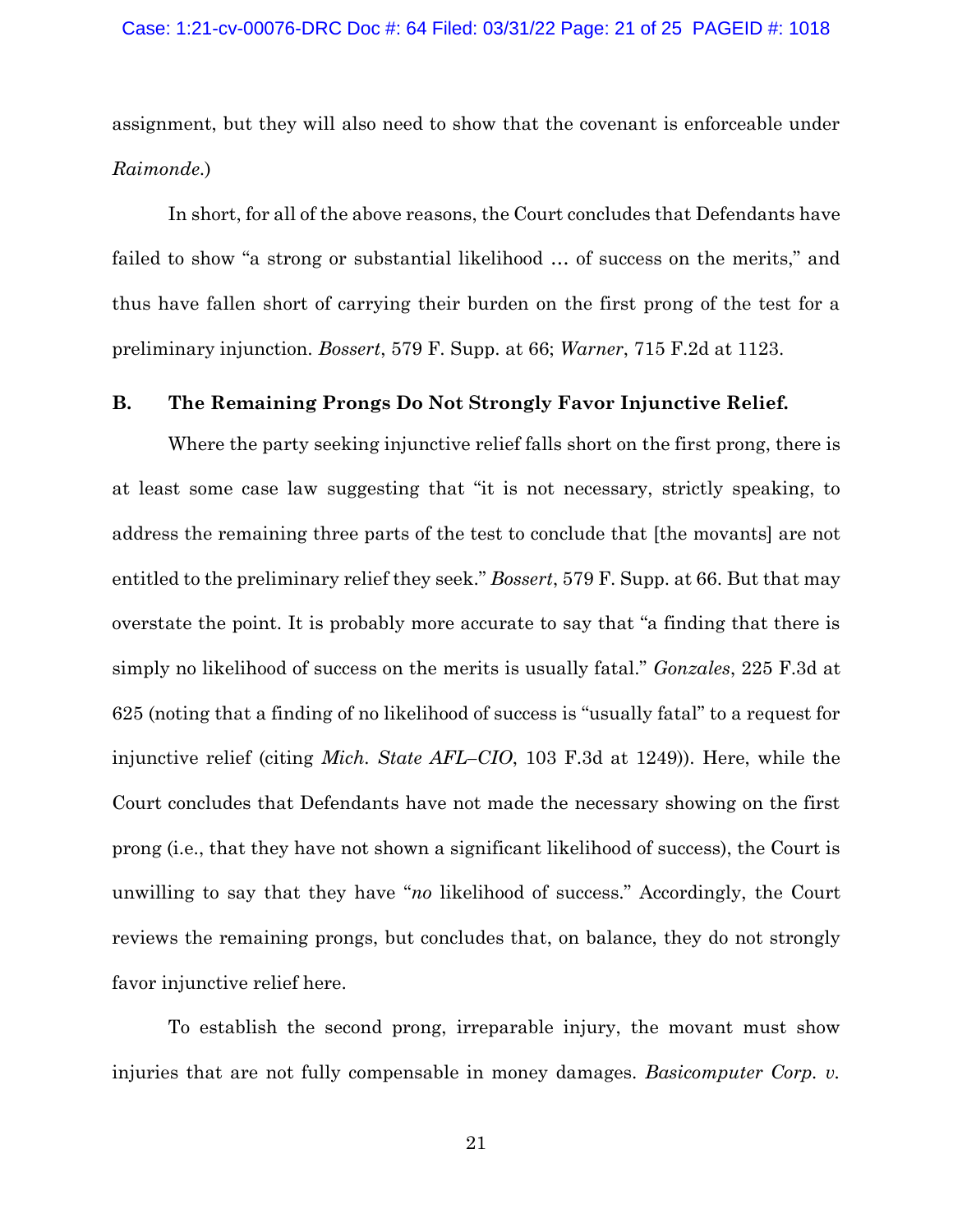assignment, but they will also need to show that the covenant is enforceable under *Raimonde*.)

In short, for all of the above reasons, the Court concludes that Defendants have failed to show "a strong or substantial likelihood … of success on the merits," and thus have fallen short of carrying their burden on the first prong of the test for a preliminary injunction. *Bossert*, 579 F. Supp. at 66; *Warner*, 715 F.2d at 1123.

### B. The Remaining Prongs Do Not Strongly Favor Injunctive Relief.

Where the party seeking injunctive relief falls short on the first prong, there is at least some case law suggesting that "it is not necessary, strictly speaking, to address the remaining three parts of the test to conclude that [the movants] are not entitled to the preliminary relief they seek." *Bossert*, 579 F. Supp. at 66. But that may overstate the point. It is probably more accurate to say that "a finding that there is simply no likelihood of success on the merits is usually fatal." *Gonzales*, 225 F.3d at 625 (noting that a finding of no likelihood of success is "usually fatal" to a request for injunctive relief (citing *Mich. State AFL–CIO*, 103 F.3d at 1249)). Here, while the Court concludes that Defendants have not made the necessary showing on the first prong (i.e., that they have not shown a significant likelihood of success), the Court is unwilling to say that they have "*no* likelihood of success." Accordingly, the Court reviews the remaining prongs, but concludes that, on balance, they do not strongly favor injunctive relief here.

To establish the second prong, irreparable injury, the movant must show injuries that are not fully compensable in money damages. *Basicomputer Corp. v.*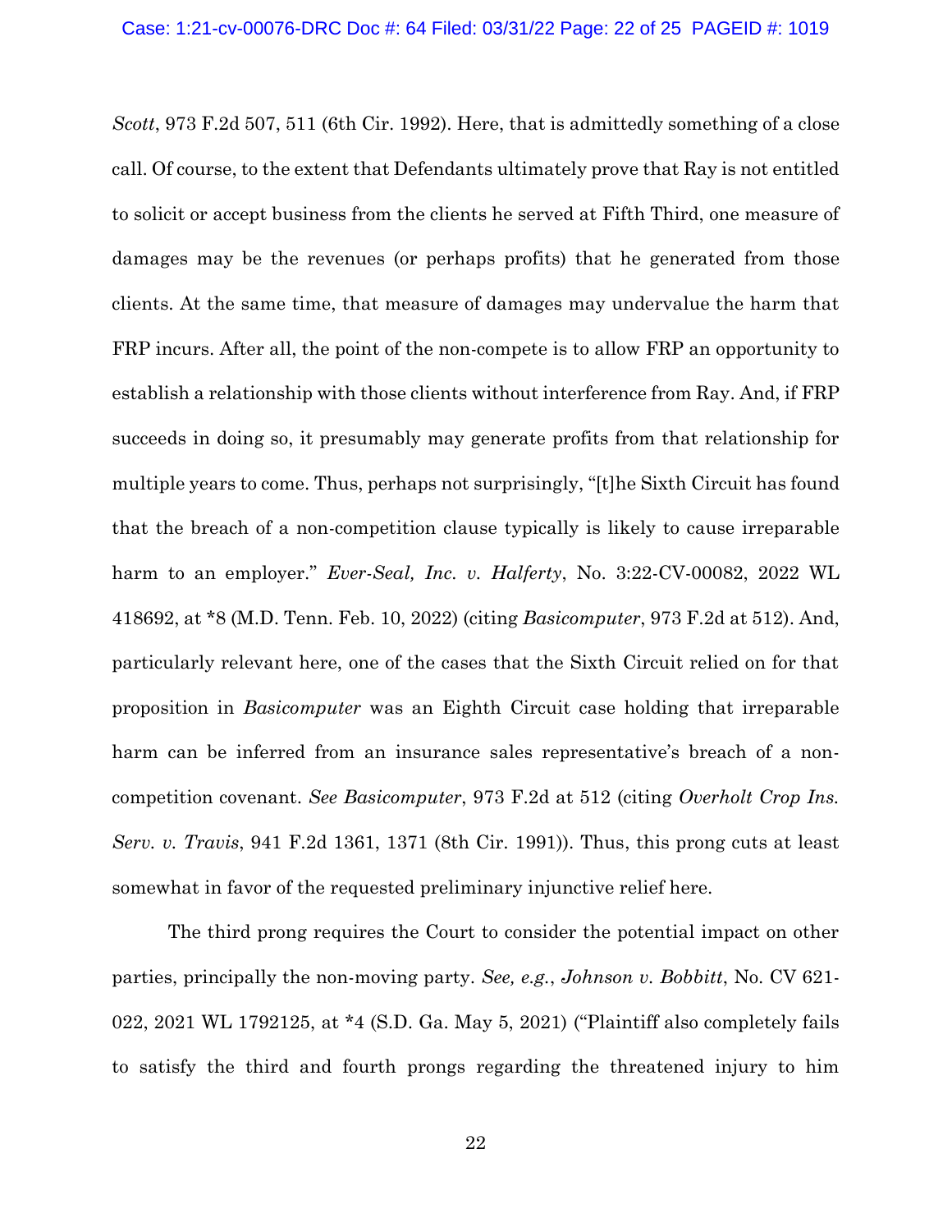*Scott*, 973 F.2d 507, 511 (6th Cir. 1992). Here, that is admittedly something of a close call. Of course, to the extent that Defendants ultimately prove that Ray is not entitled to solicit or accept business from the clients he served at Fifth Third, one measure of damages may be the revenues (or perhaps profits) that he generated from those clients. At the same time, that measure of damages may undervalue the harm that FRP incurs. After all, the point of the non-compete is to allow FRP an opportunity to establish a relationship with those clients without interference from Ray. And, if FRP succeeds in doing so, it presumably may generate profits from that relationship for multiple years to come. Thus, perhaps not surprisingly, "[t]he Sixth Circuit has found that the breach of a non-competition clause typically is likely to cause irreparable harm to an employer." *Ever-Seal, Inc. v. Halferty*, No. 3:22-CV-00082, 2022 WL 418692, at *8 (M.D. Tenn. Feb. 10, 2022) (citing *Basicomputer*, 973 F.2d at 512). And, particularly relevant here, one of the cases that the Sixth Circuit relied on for that proposition in *Basicomputer* was an Eighth Circuit case holding that irreparable harm can be inferred from an insurance sales representative's breach of a non-competition covenant. *See Basicomputer*, 973 F.2d at 512 (citing *Overholt Crop Ins. Serv. v. Travis*, 941 F.2d 1361, 1371 (8th Cir. 1991)). Thus, this prong cuts at least somewhat in favor of the requested preliminary injunctive relief here.

The third prong requires the Court to consider the potential impact on other parties, principally the non-moving party. *See, e.g.*, *Johnson v. Bobbitt*, No. CV 621-022, 2021 WL 1792125, at *4 (S.D. Ga. May 5, 2021) ("Plaintiff also completely fails to satisfy the third and fourth prongs regarding the threatened injury to him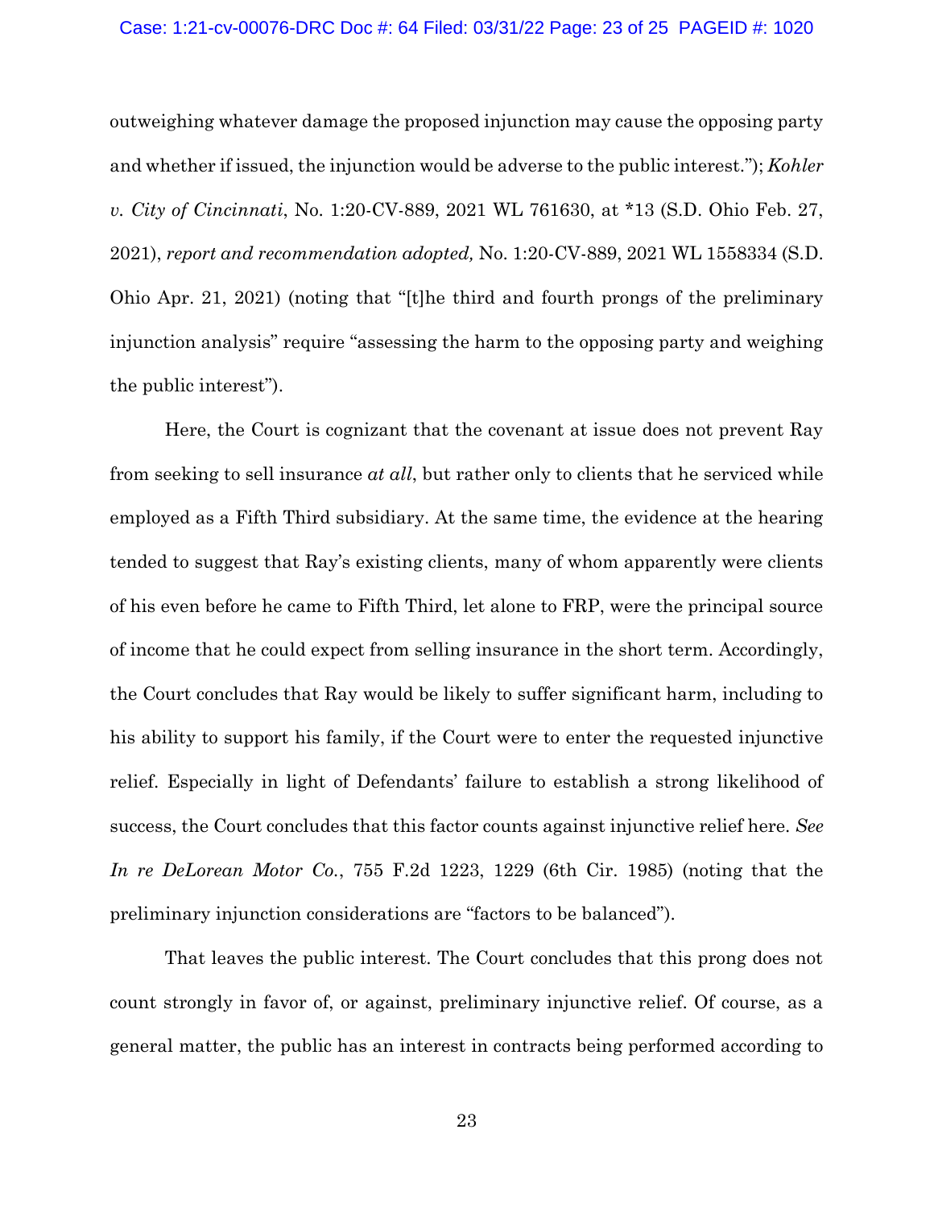outweighing whatever damage the proposed injunction may cause the opposing party and whether if issued, the injunction would be adverse to the public interest."); *Kohler v. City of Cincinnati*, No. 1:20-CV-889, 2021 WL 761630, at *13 (S.D. Ohio Feb. 27, 2021), *report and recommendation adopted,* No. 1:20-CV-889, 2021 WL 1558334 (S.D. Ohio Apr. 21, 2021) (noting that "[t]he third and fourth prongs of the preliminary injunction analysis" require "assessing the harm to the opposing party and weighing the public interest").

Here, the Court is cognizant that the covenant at issue does not prevent Ray from seeking to sell insurance *at all*, but rather only to clients that he serviced while employed as a Fifth Third subsidiary. At the same time, the evidence at the hearing tended to suggest that Ray's existing clients, many of whom apparently were clients of his even before he came to Fifth Third, let alone to FRP, were the principal source of income that he could expect from selling insurance in the short term. Accordingly, the Court concludes that Ray would be likely to suffer significant harm, including to his ability to support his family, if the Court were to enter the requested injunctive relief. Especially in light of Defendants' failure to establish a strong likelihood of success, the Court concludes that this factor counts against injunctive relief here. *See In re DeLorean Motor Co.*, 755 F.2d 1223, 1229 (6th Cir. 1985) (noting that the preliminary injunction considerations are "factors to be balanced").

That leaves the public interest. The Court concludes that this prong does not count strongly in favor of, or against, preliminary injunctive relief. Of course, as a general matter, the public has an interest in contracts being performed according to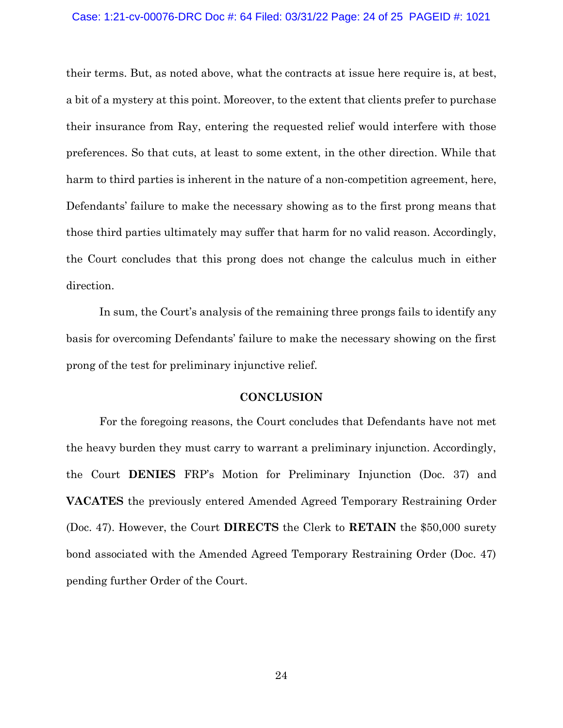their terms. But, as noted above, what the contracts at issue here require is, at best, a bit of a mystery at this point. Moreover, to the extent that clients prefer to purchase their insurance from Ray, entering the requested relief would interfere with those preferences. So that cuts, at least to some extent, in the other direction. While that harm to third parties is inherent in the nature of a non-competition agreement, here, Defendants' failure to make the necessary showing as to the first prong means that those third parties ultimately may suffer that harm for no valid reason. Accordingly, the Court concludes that this prong does not change the calculus much in either direction.

In sum, the Court's analysis of the remaining three prongs fails to identify any basis for overcoming Defendants' failure to make the necessary showing on the first prong of the test for preliminary injunctive relief.

## CONCLUSION

For the foregoing reasons, the Court concludes that Defendants have not met the heavy burden they must carry to warrant a preliminary injunction. Accordingly, the Court **DENIES** FRP's Motion for Preliminary Injunction (Doc. 37) and **VACATES** the previously entered Amended Agreed Temporary Restraining Order (Doc. 47). However, the Court **DIRECTS** the Clerk to **RETAIN** the $50,000 surety bond associated with the Amended Agreed Temporary Restraining Order (Doc. 47) pending further Order of the Court.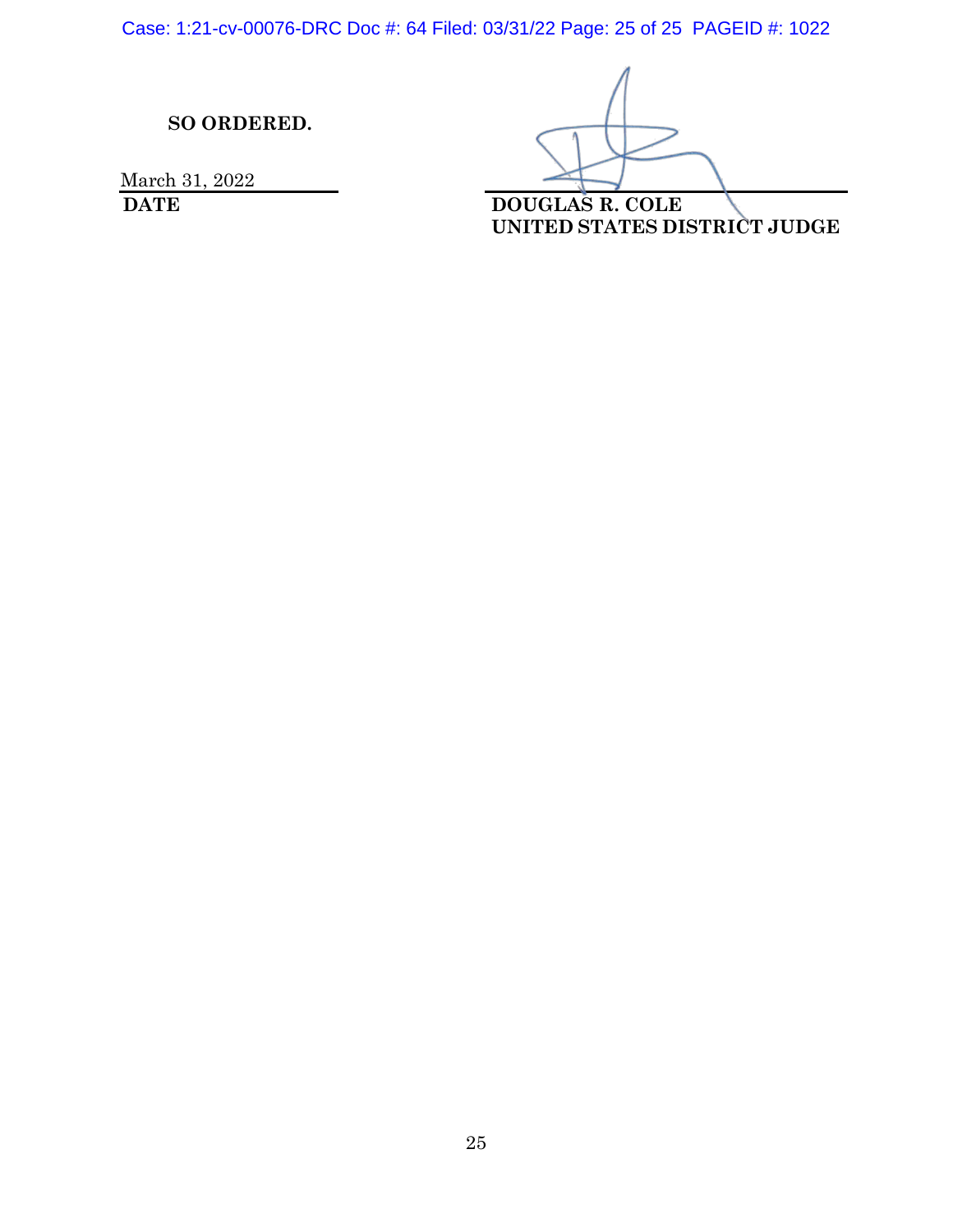**SO ORDERED.**

March 31, 2022
**DATE**

**DOUGLAS R. COLE**
**UNITED STATES DISTRICT JUDGE**